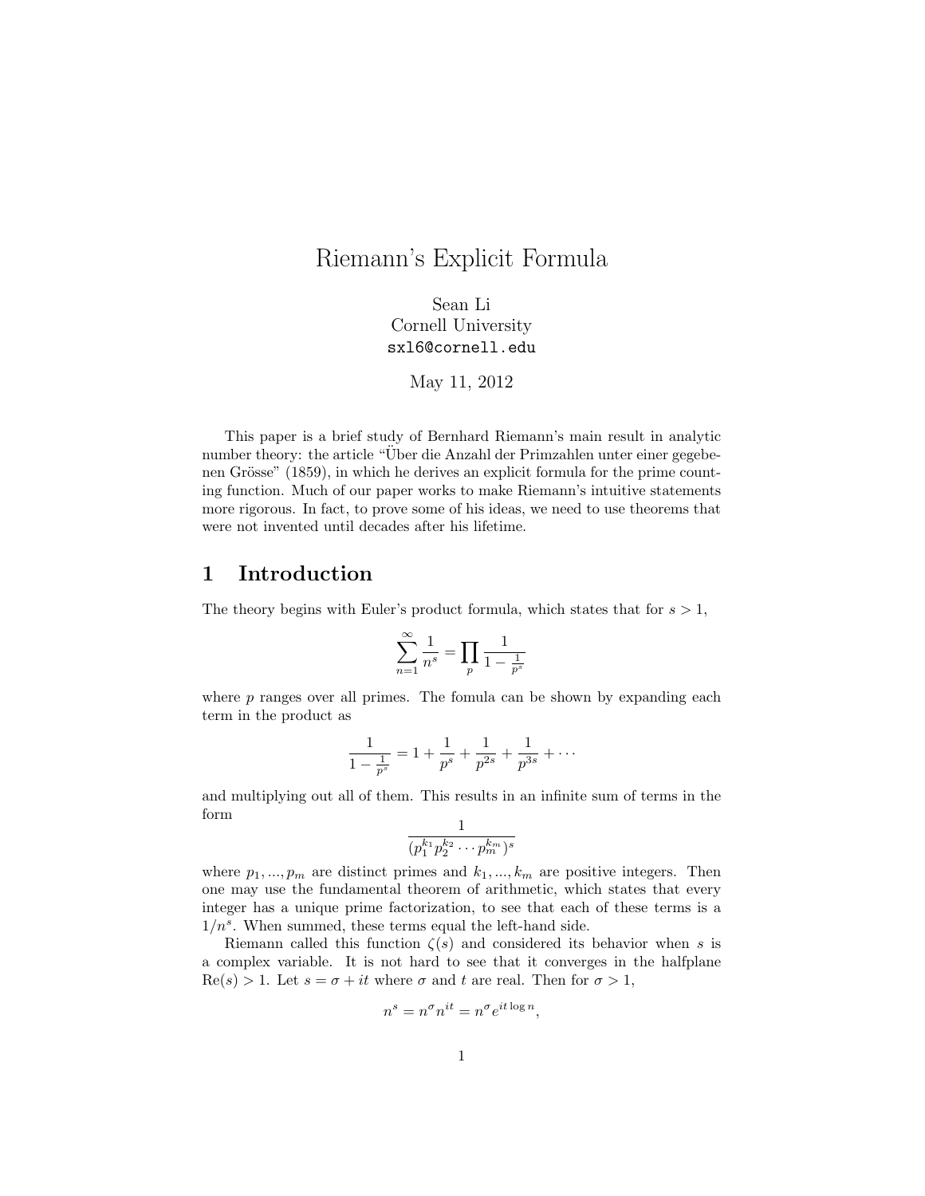# Riemann's Explicit Formula

Sean Li
Cornell University
sxl6@cornell.edu

May 11, 2012

This paper is a brief study of Bernhard Riemann's main result in analytic number theory: the article "Über die Anzahl der Primzahlen unter einer gegebenen Grösse" (1859), in which he derives an explicit formula for the prime counting function. Much of our paper works to make Riemann's intuitive statements more rigorous. In fact, to prove some of his ideas, we need to use theorems that were not invented until decades after his lifetime.

## 1 Introduction

The theory begins with Euler's product formula, which states that for $s > 1$,

$$\sum_{n=1}^{\infty} \frac{1}{n^s} = \prod_p \frac{1}{1 - \frac{1}{p^s}}$$

where $p$ ranges over all primes. The fomula can be shown by expanding each term in the product as

$$\frac{1}{1 - \frac{1}{p^s}} = 1 + \frac{1}{p^s} + \frac{1}{p^{2s}} + \frac{1}{p^{3s}} + \cdots$$

and multiplying out all of them. This results in an infinite sum of terms in the form

$$\frac{1}{(p_1^{k_1} p_2^{k_2} \cdots p_m^{k_m})^s}$$

where $p_1, ..., p_m$ are distinct primes and $k_1, ..., k_m$ are positive integers. Then one may use the fundamental theorem of arithmetic, which states that every integer has a unique prime factorization, to see that each of these terms is a $1/n^s$. When summed, these terms equal the left-hand side.

Riemann called this function $\zeta(s)$ and considered its behavior when $s$ is a complex variable. It is not hard to see that it converges in the halfplane $\text{Re}(s) > 1$. Let $s = \sigma + it$ where $\sigma$ and $t$ are real. Then for $\sigma > 1$,

$$n^s = n^\sigma n^{it} = n^\sigma e^{it \log n},$$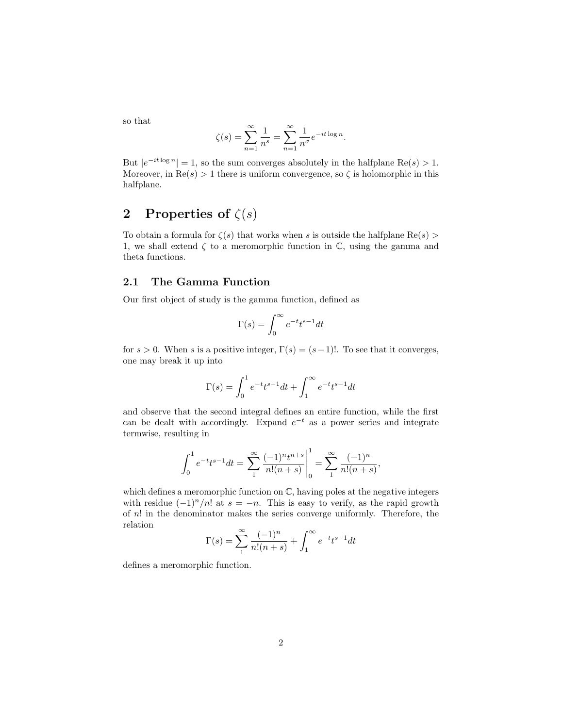so that

$$\zeta(s) = \sum_{n=1}^{\infty} \frac{1}{n^s} = \sum_{n=1}^{\infty} \frac{1}{n^\sigma} e^{-it\log n}.$$

But $|e^{-it\log n}| = 1$, so the sum converges absolutely in the halfplane $\mathrm{Re}(s) > 1$. Moreover, in $\mathrm{Re}(s) > 1$ there is uniform convergence, so $\zeta$ is holomorphic in this halfplane.

## 2 Properties of $\zeta(s)$

To obtain a formula for $\zeta(s)$ that works when $s$ is outside the halfplane $\mathrm{Re}(s) > 1$, we shall extend $\zeta$ to a meromorphic function in $\mathbb{C}$, using the gamma and theta functions.

### 2.1 The Gamma Function

Our first object of study is the gamma function, defined as

$$\Gamma(s) = \int_0^\infty e^{-t} t^{s-1} dt$$

for $s > 0$. When $s$ is a positive integer, $\Gamma(s) = (s-1)!$. To see that it converges, one may break it up into

$$\Gamma(s) = \int_0^1 e^{-t} t^{s-1} dt + \int_1^\infty e^{-t} t^{s-1} dt$$

and observe that the second integral defines an entire function, while the first can be dealt with accordingly. Expand $e^{-t}$ as a power series and integrate termwise, resulting in

$$\int_0^1 e^{-t} t^{s-1} dt = \sum_1^\infty \frac{(-1)^n t^{n+s}}{n!(n+s)}\Bigg|_0^1 = \sum_1^\infty \frac{(-1)^n}{n!(n+s)},$$

which defines a meromorphic function on $\mathbb{C}$, having poles at the negative integers with residue $(-1)^n/n!$ at $s = -n$. This is easy to verify, as the rapid growth of $n!$ in the denominator makes the series converge uniformly. Therefore, the relation

$$\Gamma(s) = \sum_1^\infty \frac{(-1)^n}{n!(n+s)} + \int_1^\infty e^{-t} t^{s-1} dt$$

defines a meromorphic function.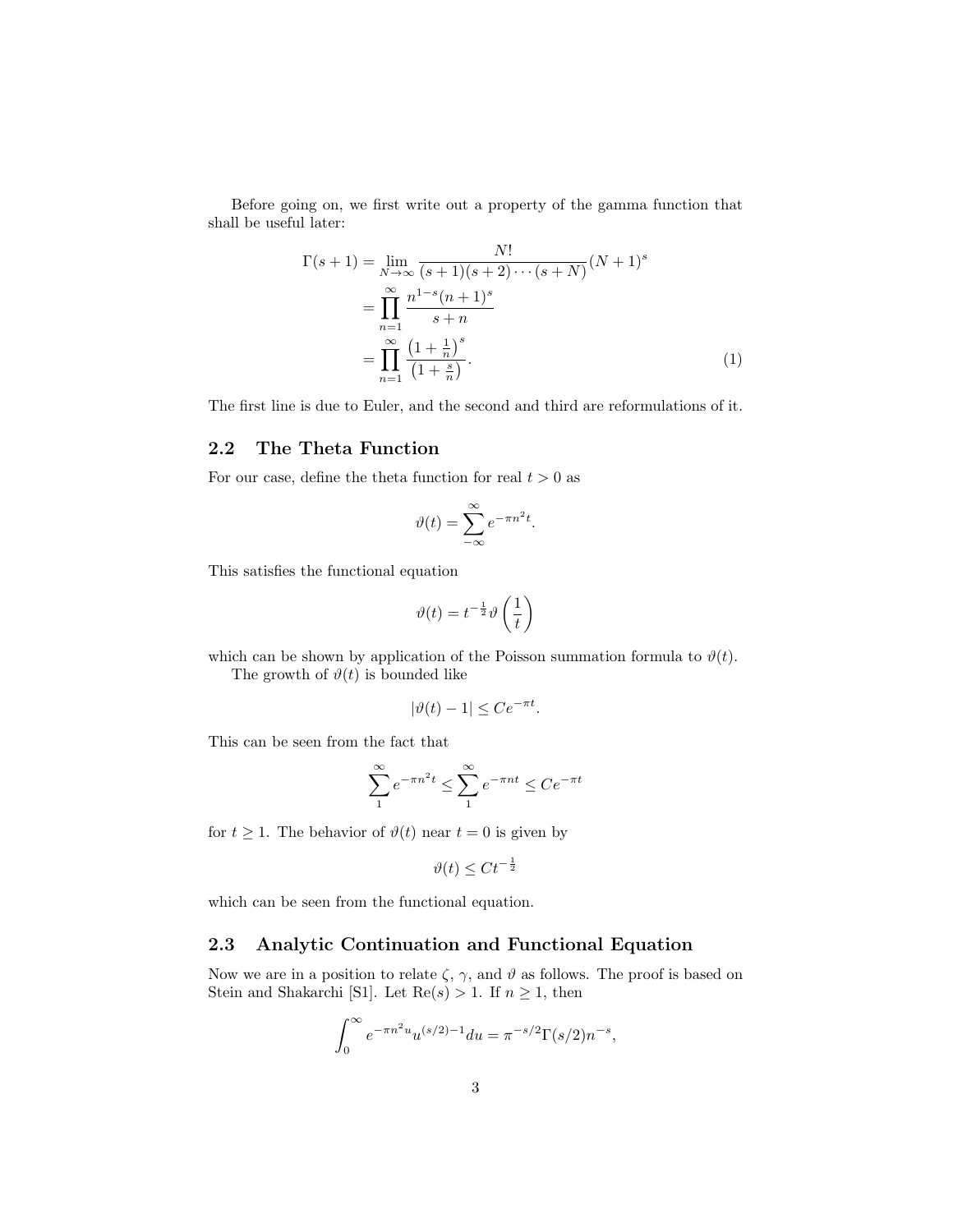Before going on, we first write out a property of the gamma function that shall be useful later:

$$
\begin{aligned}
\Gamma(s+1) &= \lim_{N\to\infty} \frac{N!}{(s+1)(s+2)\cdots(s+N)}(N+1)^s \\
&= \prod_{n=1}^{\infty} \frac{n^{1-s}(n+1)^s}{s+n} \\
&= \prod_{n=1}^{\infty} \frac{\left(1+\frac{1}{n}\right)^s}{\left(1+\frac{s}{n}\right)}.
\end{aligned} \tag{1}
$$

The first line is due to Euler, and the second and third are reformulations of it.

## 2.2 The Theta Function

For our case, define the theta function for real $t > 0$ as

$$
\vartheta(t) = \sum_{-\infty}^{\infty} e^{-\pi n^2 t}.
$$

This satisfies the functional equation

$$
\vartheta(t) = t^{-\frac{1}{2}} \vartheta\left(\frac{1}{t}\right)
$$

which can be shown by application of the Poisson summation formula to $\vartheta(t)$.

The growth of $\vartheta(t)$ is bounded like

$$
|\vartheta(t) - 1| \leq Ce^{-\pi t}.
$$

This can be seen from the fact that

$$
\sum_{1}^{\infty} e^{-\pi n^2 t} \leq \sum_{1}^{\infty} e^{-\pi n t} \leq Ce^{-\pi t}
$$

for $t \geq 1$. The behavior of $\vartheta(t)$ near $t = 0$ is given by

$$
\vartheta(t) \leq Ct^{-\frac{1}{2}}
$$

which can be seen from the functional equation.

## 2.3 Analytic Continuation and Functional Equation

Now we are in a position to relate $\zeta$, $\gamma$, and $\vartheta$ as follows. The proof is based on Stein and Shakarchi [S1]. Let $\text{Re}(s) > 1$. If $n \geq 1$, then

$$
\int_0^{\infty} e^{-\pi n^2 u} u^{(s/2)-1} du = \pi^{-s/2} \Gamma(s/2) n^{-s},
$$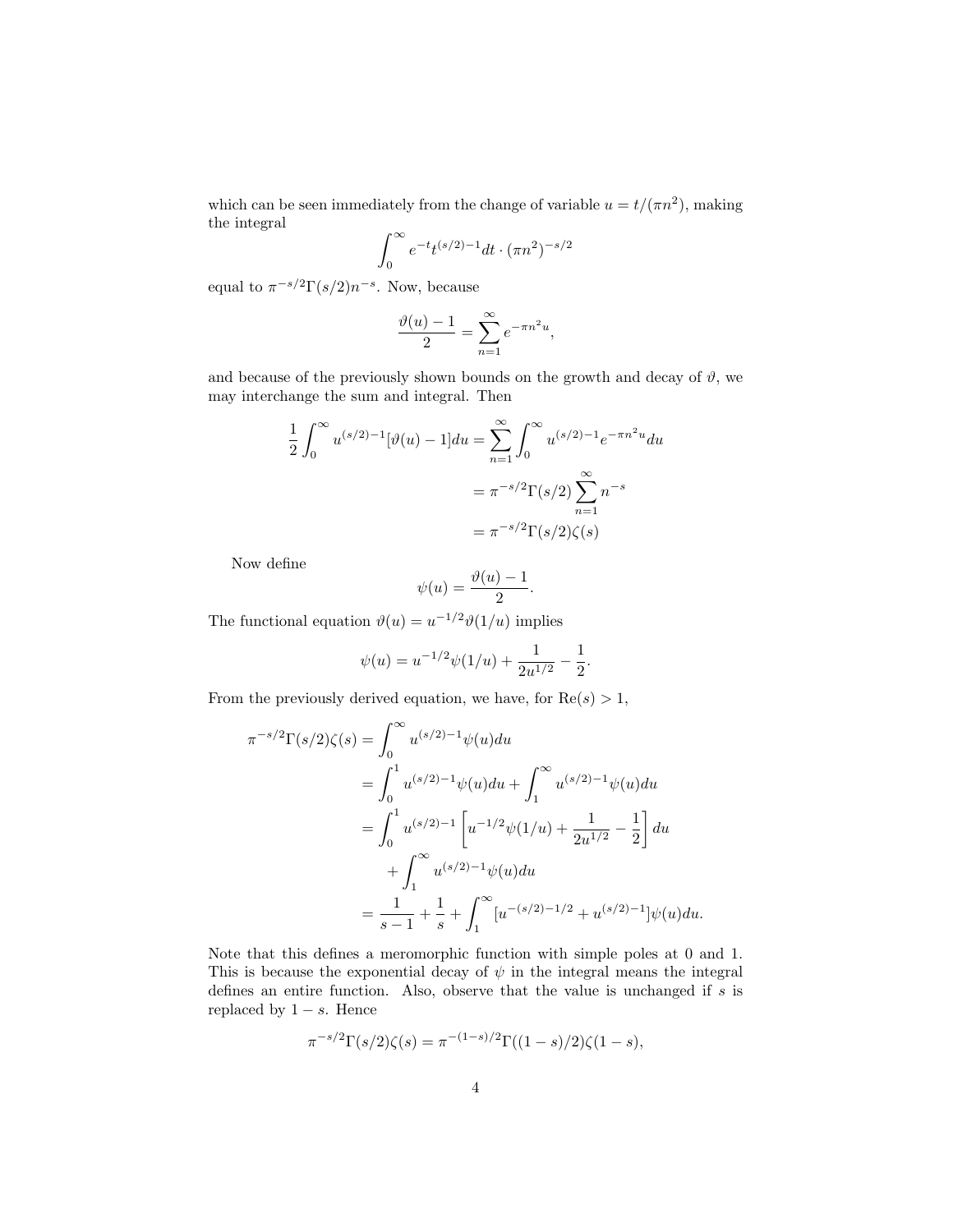which can be seen immediately from the change of variable $u = t/(\pi n^2)$, making the integral

$$\int_0^\infty e^{-t} t^{(s/2)-1} dt \cdot (\pi n^2)^{-s/2}$$

equal to $\pi^{-s/2}\Gamma(s/2)n^{-s}$. Now, because

$$\frac{\vartheta(u) - 1}{2} = \sum_{n=1}^\infty e^{-\pi n^2 u},$$

and because of the previously shown bounds on the growth and decay of $\vartheta$, we may interchange the sum and integral. Then

$$\begin{aligned}
\frac{1}{2}\int_0^\infty u^{(s/2)-1}[\vartheta(u) - 1]du &= \sum_{n=1}^\infty \int_0^\infty u^{(s/2)-1} e^{-\pi n^2 u} du \\
&= \pi^{-s/2}\Gamma(s/2)\sum_{n=1}^\infty n^{-s} \\
&= \pi^{-s/2}\Gamma(s/2)\zeta(s)
\end{aligned}$$

Now define

$$\psi(u) = \frac{\vartheta(u) - 1}{2}.$$

The functional equation $\vartheta(u) = u^{-1/2}\vartheta(1/u)$ implies

$$\psi(u) = u^{-1/2}\psi(1/u) + \frac{1}{2u^{1/2}} - \frac{1}{2}.$$

From the previously derived equation, we have, for $\mathrm{Re}(s) > 1$,

$$\begin{aligned}
\pi^{-s/2}\Gamma(s/2)\zeta(s) &= \int_0^\infty u^{(s/2)-1}\psi(u)du \\
&= \int_0^1 u^{(s/2)-1}\psi(u)du + \int_1^\infty u^{(s/2)-1}\psi(u)du \\
&= \int_0^1 u^{(s/2)-1}\left[u^{-1/2}\psi(1/u) + \frac{1}{2u^{1/2}} - \frac{1}{2}\right]du \\
&\quad + \int_1^\infty u^{(s/2)-1}\psi(u)du \\
&= \frac{1}{s-1} + \frac{1}{s} + \int_1^\infty [u^{-(s/2)-1/2} + u^{(s/2)-1}]\psi(u)du.
\end{aligned}$$

Note that this defines a meromorphic function with simple poles at 0 and 1. This is because the exponential decay of $\psi$ in the integral means the integral defines an entire function. Also, observe that the value is unchanged if $s$ is replaced by $1 - s$. Hence

$$\pi^{-s/2}\Gamma(s/2)\zeta(s) = \pi^{-(1-s)/2}\Gamma((1-s)/2)\zeta(1-s),$$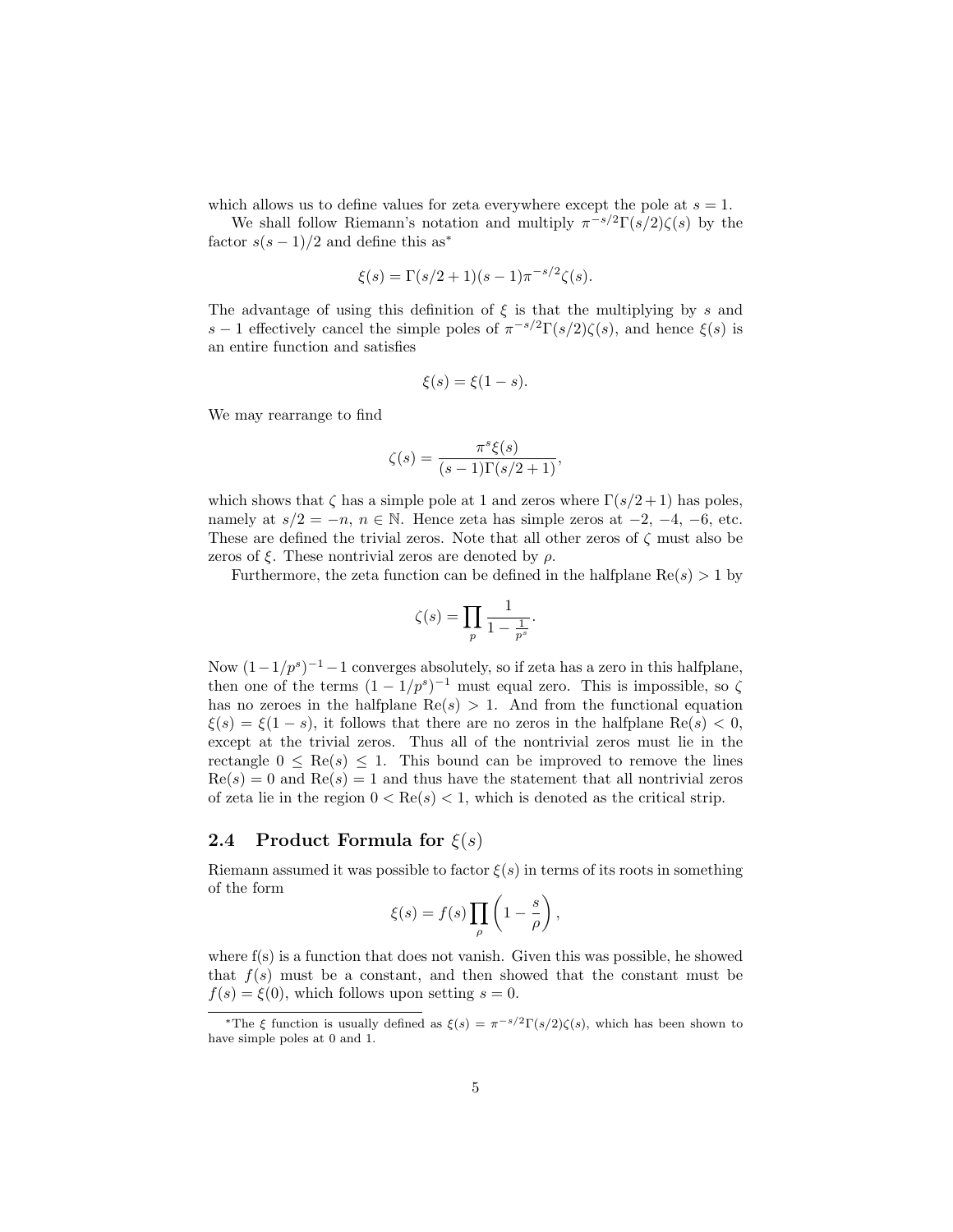which allows us to define values for zeta everywhere except the pole at $s = 1$.

We shall follow Riemann's notation and multiply $\pi^{-s/2}\Gamma(s/2)\zeta(s)$ by the factor $s(s-1)/2$ and define this as*

$$\xi(s) = \Gamma(s/2+1)(s-1)\pi^{-s/2}\zeta(s).$$

The advantage of using this definition of $\xi$ is that the multiplying by $s$ and $s-1$ effectively cancel the simple poles of $\pi^{-s/2}\Gamma(s/2)\zeta(s)$, and hence $\xi(s)$ is an entire function and satisfies

$$\xi(s) = \xi(1-s).$$

We may rearrange to find

$$\zeta(s) = \frac{\pi^s \xi(s)}{(s-1)\Gamma(s/2+1)},$$

which shows that $\zeta$ has a simple pole at 1 and zeros where $\Gamma(s/2+1)$ has poles, namely at $s/2 = -n$, $n \in \mathbb{N}$. Hence zeta has simple zeros at $-2$, $-4$, $-6$, etc. These are defined the trivial zeros. Note that all other zeros of $\zeta$ must also be zeros of $\xi$. These nontrivial zeros are denoted by $\rho$.

Furthermore, the zeta function can be defined in the halfplane $\text{Re}(s) > 1$ by

$$\zeta(s) = \prod_p \frac{1}{1 - \frac{1}{p^s}}.$$

Now $(1-1/p^s)^{-1} - 1$ converges absolutely, so if zeta has a zero in this halfplane, then one of the terms $(1-1/p^s)^{-1}$ must equal zero. This is impossible, so $\zeta$ has no zeroes in the halfplane $\text{Re}(s) > 1$. And from the functional equation $\xi(s) = \xi(1-s)$, it follows that there are no zeros in the halfplane $\text{Re}(s) < 0$, except at the trivial zeros. Thus all of the nontrivial zeros must lie in the rectangle $0 \leq \text{Re}(s) \leq 1$. This bound can be improved to remove the lines $\text{Re}(s) = 0$ and $\text{Re}(s) = 1$ and thus have the statement that all nontrivial zeros of zeta lie in the region $0 < \text{Re}(s) < 1$, which is denoted as the critical strip.

## 2.4 Product Formula for $\xi(s)$

Riemann assumed it was possible to factor $\xi(s)$ in terms of its roots in something of the form

$$\xi(s) = f(s) \prod_\rho \left(1 - \frac{s}{\rho}\right),$$

where f(s) is a function that does not vanish. Given this was possible, he showed that $f(s)$ must be a constant, and then showed that the constant must be $f(s) = \xi(0)$, which follows upon setting $s = 0$.

*The $\xi$ function is usually defined as $\xi(s) = \pi^{-s/2}\Gamma(s/2)\zeta(s)$, which has been shown to have simple poles at 0 and 1.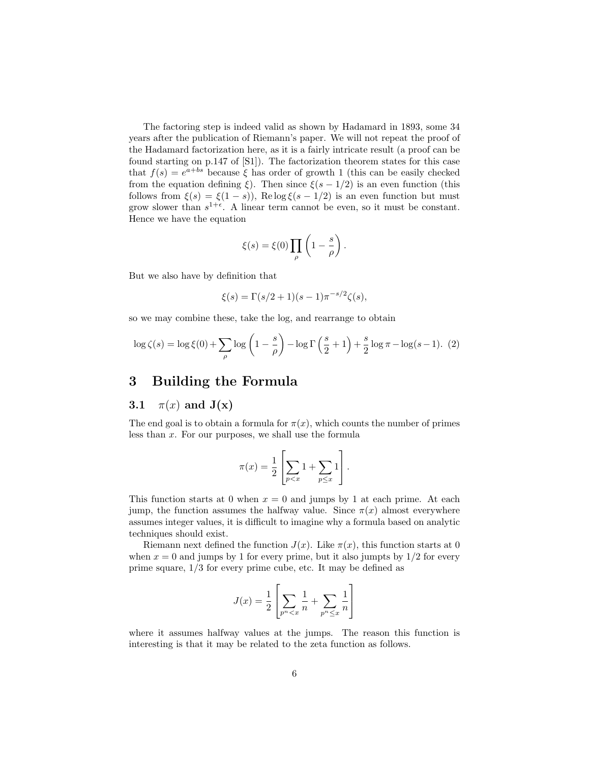The factoring step is indeed valid as shown by Hadamard in 1893, some 34 years after the publication of Riemann's paper. We will not repeat the proof of the Hadamard factorization here, as it is a fairly intricate result (a proof can be found starting on p.147 of [S1]). The factorization theorem states for this case that $f(s) = e^{a+bs}$ because $\xi$ has order of growth 1 (this can be easily checked from the equation defining $\xi$). Then since $\xi(s - 1/2)$ is an even function (this follows from $\xi(s) = \xi(1 - s)$), $\operatorname{Re} \log \xi(s - 1/2)$ is an even function but must grow slower than $s^{1+\epsilon}$. A linear term cannot be even, so it must be constant. Hence we have the equation

$$\xi(s) = \xi(0) \prod_{\rho} \left(1 - \frac{s}{\rho}\right).$$

But we also have by definition that

$$\xi(s) = \Gamma(s/2 + 1)(s - 1)\pi^{-s/2}\zeta(s),$$

so we may combine these, take the log, and rearrange to obtain

$$\log \zeta(s) = \log \xi(0) + \sum_{\rho} \log\left(1 - \frac{s}{\rho}\right) - \log \Gamma\left(\frac{s}{2} + 1\right) + \frac{s}{2}\log \pi - \log(s - 1). \quad (2)$$

# 3 Building the Formula

## 3.1 $\pi(x)$ and J(x)

The end goal is to obtain a formula for $\pi(x)$, which counts the number of primes less than $x$. For our purposes, we shall use the formula

$$\pi(x) = \frac{1}{2}\left[\sum_{p<x} 1 + \sum_{p \le x} 1\right].$$

This function starts at 0 when $x = 0$ and jumps by 1 at each prime. At each jump, the function assumes the halfway value. Since $\pi(x)$ almost everywhere assumes integer values, it is difficult to imagine why a formula based on analytic techniques should exist.

Riemann next defined the function $J(x)$. Like $\pi(x)$, this function starts at 0 when $x = 0$ and jumps by 1 for every prime, but it also jumpts by 1/2 for every prime square, 1/3 for every prime cube, etc. It may be defined as

$$J(x) = \frac{1}{2}\left[\sum_{p^n<x} \frac{1}{n} + \sum_{p^n \le x} \frac{1}{n}\right]$$

where it assumes halfway values at the jumps. The reason this function is interesting is that it may be related to the zeta function as follows.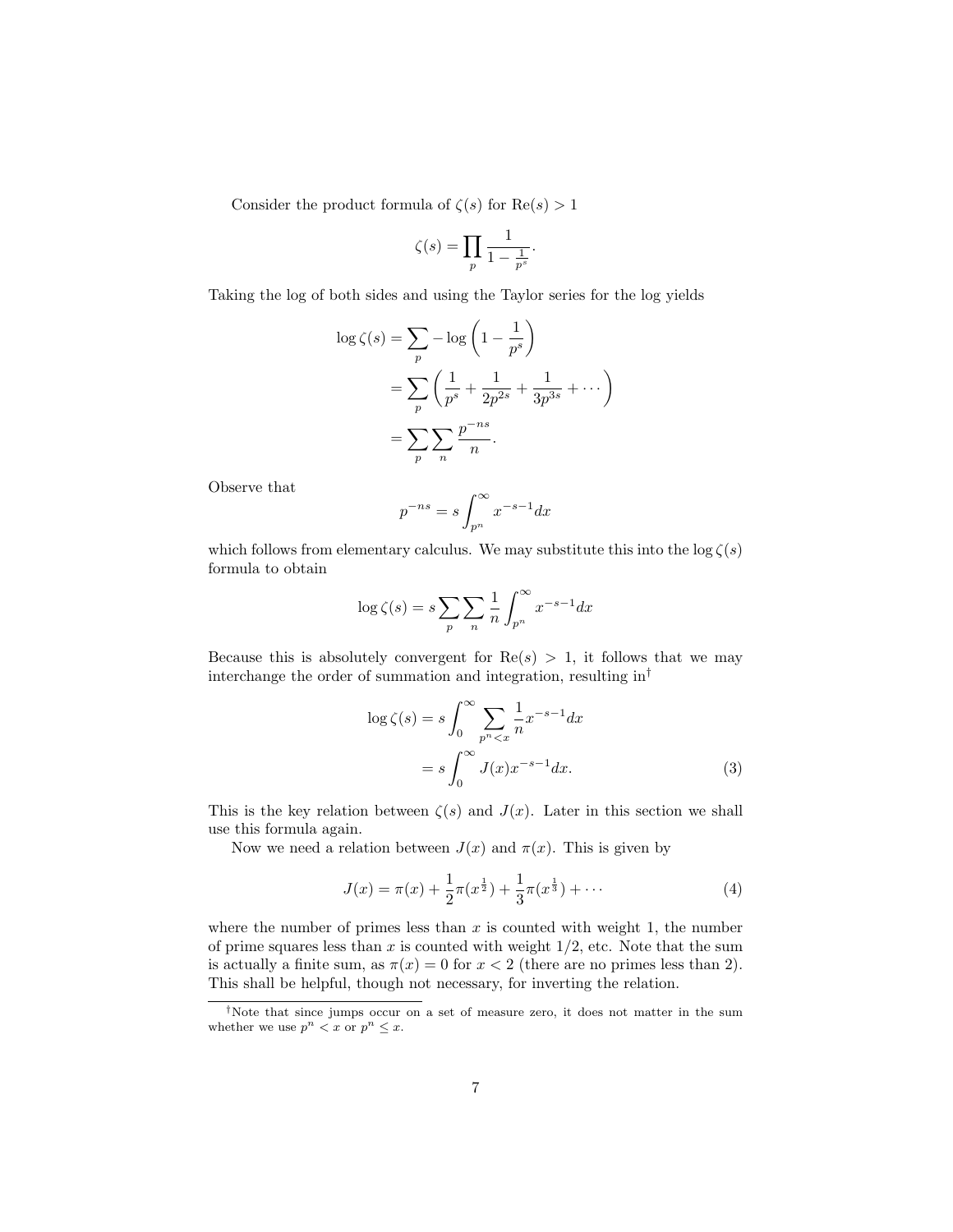Consider the product formula of $\zeta(s)$ for $\text{Re}(s) > 1$

$$\zeta(s) = \prod_p \frac{1}{1 - \frac{1}{p^s}}.$$

Taking the log of both sides and using the Taylor series for the log yields

$$\begin{aligned}
\log \zeta(s) &= \sum_p -\log\left(1 - \frac{1}{p^s}\right) \\
&= \sum_p \left(\frac{1}{p^s} + \frac{1}{2p^{2s}} + \frac{1}{3p^{3s}} + \cdots\right) \\
&= \sum_p \sum_n \frac{p^{-ns}}{n}.
\end{aligned}$$

Observe that

$$p^{-ns} = s \int_{p^n}^{\infty} x^{-s-1} dx$$

which follows from elementary calculus. We may substitute this into the $\log \zeta(s)$ formula to obtain

$$\log \zeta(s) = s \sum_p \sum_n \frac{1}{n} \int_{p^n}^{\infty} x^{-s-1} dx$$

Because this is absolutely convergent for $\text{Re}(s) > 1$, it follows that we may interchange the order of summation and integration, resulting in[†]

$$\begin{aligned}
\log \zeta(s) &= s \int_0^{\infty} \sum_{p^n < x} \frac{1}{n} x^{-s-1} dx \\
&= s \int_0^{\infty} J(x) x^{-s-1} dx. \qquad (3)
\end{aligned}$$

This is the key relation between $\zeta(s)$ and $J(x)$. Later in this section we shall use this formula again.

Now we need a relation between $J(x)$ and $\pi(x)$. This is given by

$$J(x) = \pi(x) + \frac{1}{2}\pi(x^{\frac{1}{2}}) + \frac{1}{3}\pi(x^{\frac{1}{3}}) + \cdots \qquad (4)$$

where the number of primes less than $x$ is counted with weight 1, the number of prime squares less than $x$ is counted with weight $1/2$, etc. Note that the sum is actually a finite sum, as $\pi(x) = 0$ for $x < 2$ (there are no primes less than 2). This shall be helpful, though not necessary, for inverting the relation.

---

[†]Note that since jumps occur on a set of measure zero, it does not matter in the sum whether we use $p^n < x$ or $p^n \leq x$.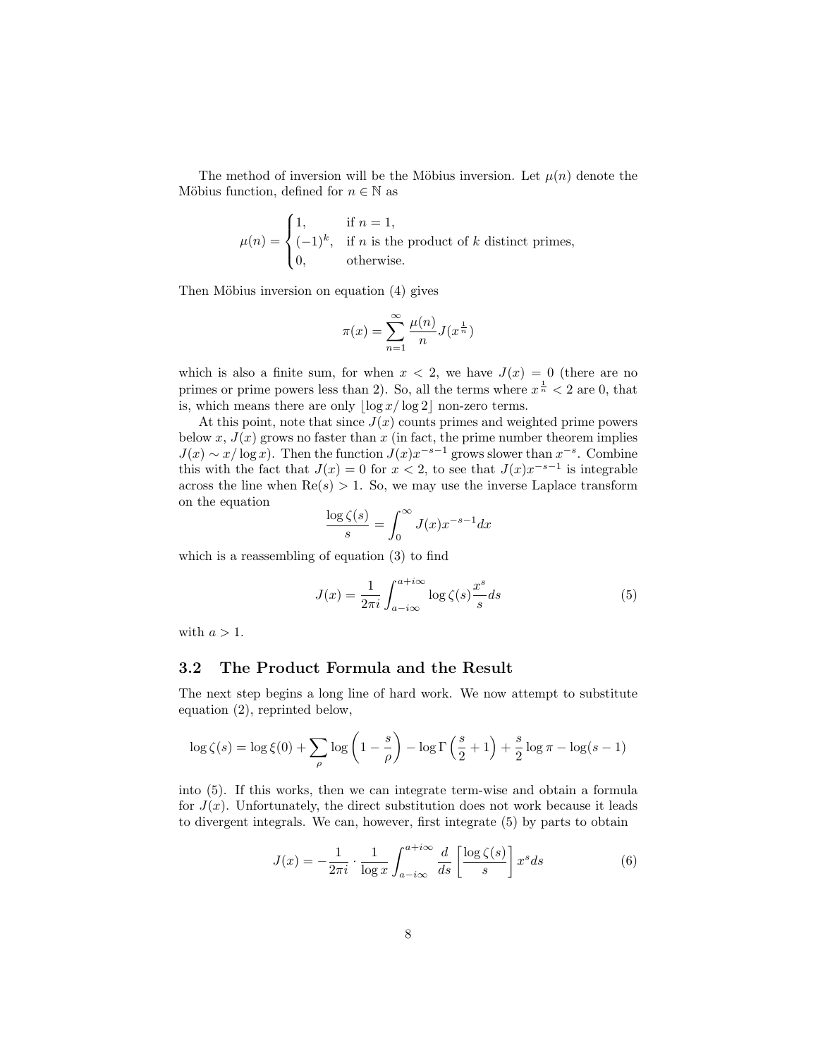The method of inversion will be the Möbius inversion. Let $\mu(n)$ denote the Möbius function, defined for $n \in \mathbb{N}$ as

$$\mu(n) = \begin{cases} 1, & \text{if } n = 1, \\ (-1)^k, & \text{if } n \text{ is the product of } k \text{ distinct primes,} \\ 0, & \text{otherwise.} \end{cases}$$

Then Möbius inversion on equation (4) gives

$$\pi(x) = \sum_{n=1}^{\infty} \frac{\mu(n)}{n} J(x^{\frac{1}{n}})$$

which is also a finite sum, for when $x < 2$, we have $J(x) = 0$ (there are no primes or prime powers less than 2). So, all the terms where $x^{\frac{1}{n}} < 2$ are 0, that is, which means there are only $\lfloor \log x / \log 2 \rfloor$ non-zero terms.

At this point, note that since $J(x)$ counts primes and weighted prime powers below $x$, $J(x)$ grows no faster than $x$ (in fact, the prime number theorem implies $J(x) \sim x/\log x$). Then the function $J(x)x^{-s-1}$ grows slower than $x^{-s}$. Combine this with the fact that $J(x) = 0$ for $x < 2$, to see that $J(x)x^{-s-1}$ is integrable across the line when $\text{Re}(s) > 1$. So, we may use the inverse Laplace transform on the equation

$$\frac{\log \zeta(s)}{s} = \int_0^{\infty} J(x) x^{-s-1} dx$$

which is a reassembling of equation (3) to find

$$J(x) = \frac{1}{2\pi i} \int_{a-i\infty}^{a+i\infty} \log \zeta(s) \frac{x^s}{s} ds \tag{5}$$

with $a > 1$.

### 3.2 The Product Formula and the Result

The next step begins a long line of hard work. We now attempt to substitute equation (2), reprinted below,

$$\log \zeta(s) = \log \xi(0) + \sum_{\rho} \log\left(1 - \frac{s}{\rho}\right) - \log \Gamma\left(\frac{s}{2} + 1\right) + \frac{s}{2} \log \pi - \log(s-1)$$

into (5). If this works, then we can integrate term-wise and obtain a formula for $J(x)$. Unfortunately, the direct substitution does not work because it leads to divergent integrals. We can, however, first integrate (5) by parts to obtain

$$J(x) = -\frac{1}{2\pi i} \cdot \frac{1}{\log x} \int_{a-i\infty}^{a+i\infty} \frac{d}{ds}\left[\frac{\log \zeta(s)}{s}\right] x^s ds \tag{6}$$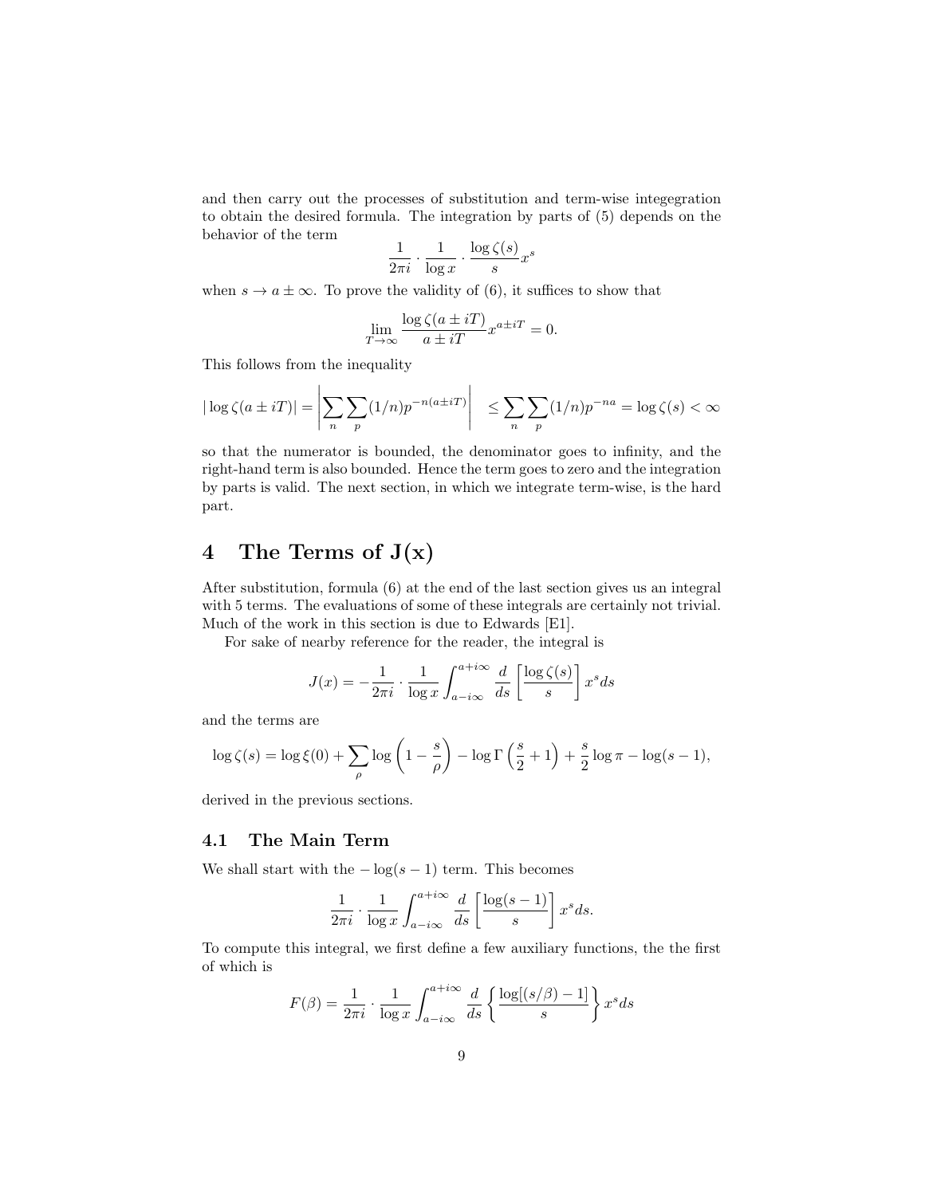and then carry out the processes of substitution and term-wise integegration to obtain the desired formula. The integration by parts of (5) depends on the behavior of the term

$$\frac{1}{2\pi i} \cdot \frac{1}{\log x} \cdot \frac{\log \zeta(s)}{s} x^s$$

when $s \to a \pm \infty$. To prove the validity of (6), it suffices to show that

$$\lim_{T \to \infty} \frac{\log \zeta(a \pm iT)}{a \pm iT} x^{a \pm iT} = 0.$$

This follows from the inequality

$$|\log \zeta(a \pm iT)| = \left| \sum_n \sum_p (1/n) p^{-n(a \pm iT)} \right| \leq \sum_n \sum_p (1/n) p^{-na} = \log \zeta(s) < \infty$$

so that the numerator is bounded, the denominator goes to infinity, and the right-hand term is also bounded. Hence the term goes to zero and the integration by parts is valid. The next section, in which we integrate term-wise, is the hard part.

# 4 The Terms of J(x)

After substitution, formula (6) at the end of the last section gives us an integral with 5 terms. The evaluations of some of these integrals are certainly not trivial. Much of the work in this section is due to Edwards [E1].

For sake of nearby reference for the reader, the integral is

$$J(x) = -\frac{1}{2\pi i} \cdot \frac{1}{\log x} \int_{a-i\infty}^{a+i\infty} \frac{d}{ds} \left[ \frac{\log \zeta(s)}{s} \right] x^s ds$$

and the terms are

$$\log \zeta(s) = \log \xi(0) + \sum_\rho \log \left(1 - \frac{s}{\rho}\right) - \log \Gamma\left(\frac{s}{2} + 1\right) + \frac{s}{2} \log \pi - \log(s-1),$$

derived in the previous sections.

## 4.1 The Main Term

We shall start with the $-\log(s-1)$ term. This becomes

$$\frac{1}{2\pi i} \cdot \frac{1}{\log x} \int_{a-i\infty}^{a+i\infty} \frac{d}{ds} \left[ \frac{\log(s-1)}{s} \right] x^s ds.$$

To compute this integral, we first define a few auxiliary functions, the the first of which is

$$F(\beta) = \frac{1}{2\pi i} \cdot \frac{1}{\log x} \int_{a-i\infty}^{a+i\infty} \frac{d}{ds} \left\{ \frac{\log[(s/\beta) - 1]}{s} \right\} x^s ds$$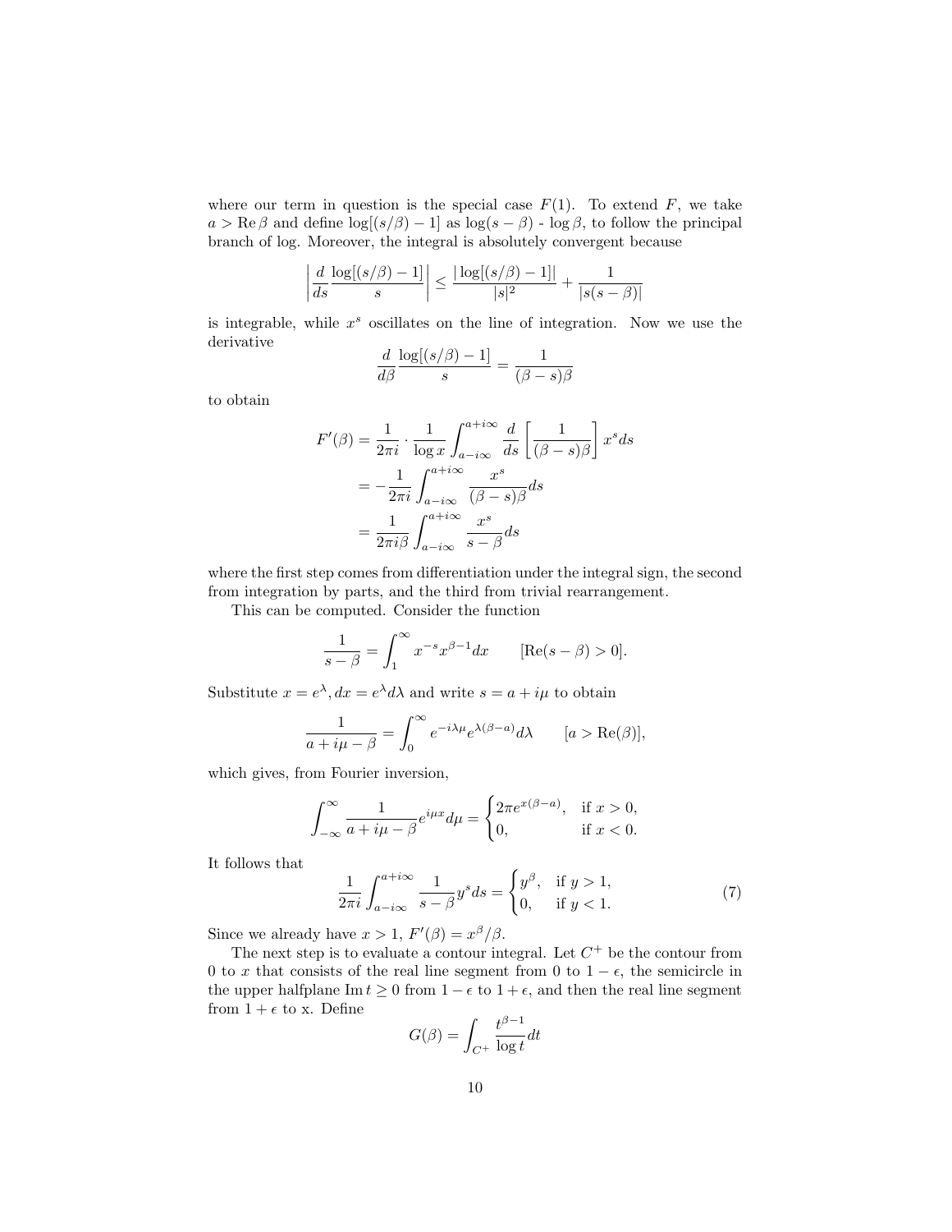where our term in question is the special case $F(1)$. To extend $F$, we take $a > \operatorname{Re}\beta$ and define $\log[(s/\beta)-1]$ as $\log(s-\beta)$ - $\log\beta$, to follow the principal branch of log. Moreover, the integral is absolutely convergent because

$$\left|\frac{d}{ds}\frac{\log[(s/\beta)-1]}{s}\right| \le \frac{|\log[(s/\beta)-1]|}{|s|^2} + \frac{1}{|s(s-\beta)|}$$

is integrable, while $x^s$ oscillates on the line of integration. Now we use the derivative

$$\frac{d}{d\beta}\frac{\log[(s/\beta)-1]}{s} = \frac{1}{(\beta-s)\beta}$$

to obtain

$$\begin{aligned}
F'(\beta) &= \frac{1}{2\pi i}\cdot\frac{1}{\log x}\int_{a-i\infty}^{a+i\infty}\frac{d}{ds}\left[\frac{1}{(\beta-s)\beta}\right]x^s ds \\
&= -\frac{1}{2\pi i}\int_{a-i\infty}^{a+i\infty}\frac{x^s}{(\beta-s)\beta}ds \\
&= \frac{1}{2\pi i\beta}\int_{a-i\infty}^{a+i\infty}\frac{x^s}{s-\beta}ds
\end{aligned}$$

where the first step comes from differentiation under the integral sign, the second from integration by parts, and the third from trivial rearrangement.

This can be computed. Consider the function

$$\frac{1}{s-\beta} = \int_1^\infty x^{-s}x^{\beta-1}dx \qquad [\operatorname{Re}(s-\beta) > 0].$$

Substitute $x = e^\lambda, dx = e^\lambda d\lambda$ and write $s = a + i\mu$ to obtain

$$\frac{1}{a+i\mu-\beta} = \int_0^\infty e^{-i\lambda\mu}e^{\lambda(\beta-a)}d\lambda \qquad [a > \operatorname{Re}(\beta)],$$

which gives, from Fourier inversion,

$$\int_{-\infty}^{\infty}\frac{1}{a+i\mu-\beta}e^{i\mu x}d\mu = \begin{cases} 2\pi e^{x(\beta-a)}, & \text{if } x > 0, \\ 0, & \text{if } x < 0. \end{cases}$$

It follows that

$$\frac{1}{2\pi i}\int_{a-i\infty}^{a+i\infty}\frac{1}{s-\beta}y^s ds = \begin{cases} y^\beta, & \text{if } y > 1, \\ 0, & \text{if } y < 1. \end{cases} \tag{7}$$

Since we already have $x > 1$, $F'(\beta) = x^\beta/\beta$.

The next step is to evaluate a contour integral. Let $C^+$ be the contour from 0 to $x$ that consists of the real line segment from 0 to $1-\epsilon$, the semicircle in the upper halfplane $\operatorname{Im} t \ge 0$ from $1-\epsilon$ to $1+\epsilon$, and then the real line segment from $1+\epsilon$ to x. Define

$$G(\beta) = \int_{C^+}\frac{t^{\beta-1}}{\log t}dt$$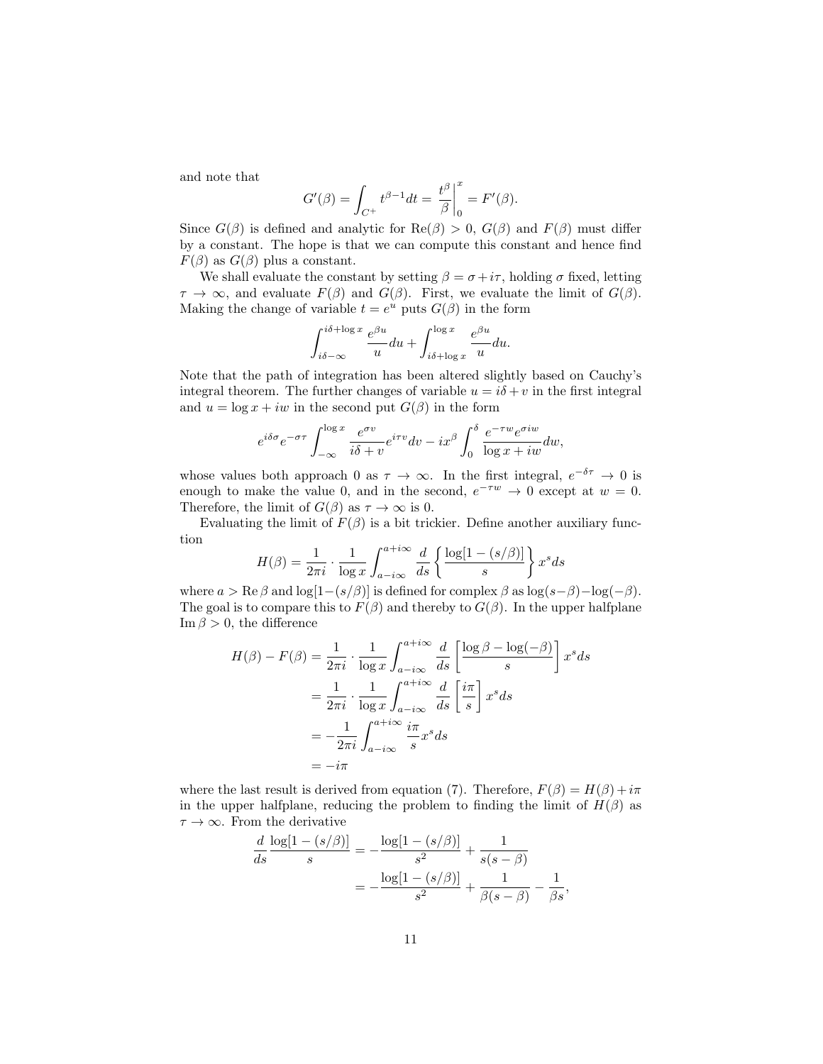and note that

$$G'(\beta) = \int_{C^+} t^{\beta-1} dt = \left. \frac{t^\beta}{\beta} \right|_0^x = F'(\beta).$$

Since $G(\beta)$ is defined and analytic for $\mathrm{Re}(\beta) > 0$, $G(\beta)$ and $F(\beta)$ must differ by a constant. The hope is that we can compute this constant and hence find $F(\beta)$ as $G(\beta)$ plus a constant.

We shall evaluate the constant by setting $\beta = \sigma + i\tau$, holding $\sigma$ fixed, letting $\tau \to \infty$, and evaluate $F(\beta)$ and $G(\beta)$. First, we evaluate the limit of $G(\beta)$. Making the change of variable $t = e^u$ puts $G(\beta)$ in the form

$$\int_{i\delta-\infty}^{i\delta+\log x} \frac{e^{\beta u}}{u} du + \int_{i\delta+\log x}^{\log x} \frac{e^{\beta u}}{u} du.$$

Note that the path of integration has been altered slightly based on Cauchy's integral theorem. The further changes of variable $u = i\delta + v$ in the first integral and $u = \log x + iw$ in the second put $G(\beta)$ in the form

$$e^{i\delta\sigma} e^{-\sigma\tau} \int_{-\infty}^{\log x} \frac{e^{\sigma v}}{i\delta + v} e^{i\tau v} dv - ix^\beta \int_0^\delta \frac{e^{-\tau w} e^{\sigma i w}}{\log x + iw} dw,$$

whose values both approach 0 as $\tau \to \infty$. In the first integral, $e^{-\delta\tau} \to 0$ is enough to make the value 0, and in the second, $e^{-\tau w} \to 0$ except at $w = 0$. Therefore, the limit of $G(\beta)$ as $\tau \to \infty$ is 0.

Evaluating the limit of $F(\beta)$ is a bit trickier. Define another auxiliary function

$$H(\beta) = \frac{1}{2\pi i} \cdot \frac{1}{\log x} \int_{a-i\infty}^{a+i\infty} \frac{d}{ds} \left\{ \frac{\log[1 - (s/\beta)]}{s} \right\} x^s ds$$

where $a > \mathrm{Re}\,\beta$ and $\log[1-(s/\beta)]$ is defined for complex $\beta$ as $\log(s-\beta) - \log(-\beta)$. The goal is to compare this to $F(\beta)$ and thereby to $G(\beta)$. In the upper halfplane $\mathrm{Im}\,\beta > 0$, the difference

$$\begin{aligned}
H(\beta) - F(\beta) &= \frac{1}{2\pi i} \cdot \frac{1}{\log x} \int_{a-i\infty}^{a+i\infty} \frac{d}{ds} \left[ \frac{\log \beta - \log(-\beta)}{s} \right] x^s ds \\
&= \frac{1}{2\pi i} \cdot \frac{1}{\log x} \int_{a-i\infty}^{a+i\infty} \frac{d}{ds} \left[ \frac{i\pi}{s} \right] x^s ds \\
&= -\frac{1}{2\pi i} \int_{a-i\infty}^{a+i\infty} \frac{i\pi}{s} x^s ds \\
&= -i\pi
\end{aligned}$$

where the last result is derived from equation (7). Therefore, $F(\beta) = H(\beta) + i\pi$ in the upper halfplane, reducing the problem to finding the limit of $H(\beta)$ as $\tau \to \infty$. From the derivative

$$\begin{aligned}
\frac{d}{ds} \frac{\log[1 - (s/\beta)]}{s} &= -\frac{\log[1 - (s/\beta)]}{s^2} + \frac{1}{s(s-\beta)} \\
&= -\frac{\log[1 - (s/\beta)]}{s^2} + \frac{1}{\beta(s-\beta)} - \frac{1}{\beta s},
\end{aligned}$$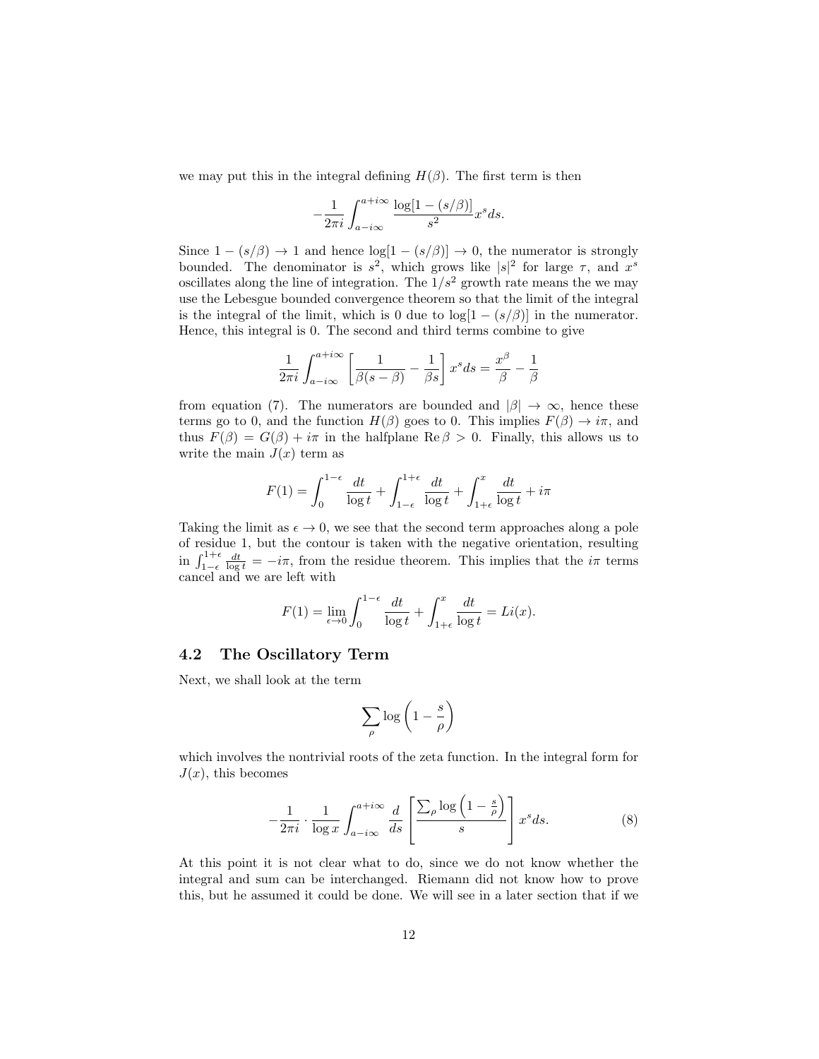we may put this in the integral defining $H(\beta)$. The first term is then

$$-\frac{1}{2\pi i}\int_{a-i\infty}^{a+i\infty}\frac{\log[1-(s/\beta)]}{s^2}x^s ds.$$

Since $1-(s/\beta)\to 1$ and hence $\log[1-(s/\beta)]\to 0$, the numerator is strongly bounded. The denominator is $s^2$, which grows like $|s|^2$ for large $\tau$, and $x^s$ oscillates along the line of integration. The $1/s^2$ growth rate means the we may use the Lebesgue bounded convergence theorem so that the limit of the integral is the integral of the limit, which is 0 due to $\log[1-(s/\beta)]$ in the numerator. Hence, this integral is 0. The second and third terms combine to give

$$\frac{1}{2\pi i}\int_{a-i\infty}^{a+i\infty}\left[\frac{1}{\beta(s-\beta)}-\frac{1}{\beta s}\right]x^s ds = \frac{x^\beta}{\beta}-\frac{1}{\beta}$$

from equation (7). The numerators are bounded and $|\beta|\to\infty$, hence these terms go to 0, and the function $H(\beta)$ goes to 0. This implies $F(\beta)\to i\pi$, and thus $F(\beta)=G(\beta)+i\pi$ in the halfplane $\operatorname{Re}\beta>0$. Finally, this allows us to write the main $J(x)$ term as

$$F(1)=\int_0^{1-\epsilon}\frac{dt}{\log t}+\int_{1-\epsilon}^{1+\epsilon}\frac{dt}{\log t}+\int_{1+\epsilon}^{x}\frac{dt}{\log t}+i\pi$$

Taking the limit as $\epsilon\to 0$, we see that the second term approaches along a pole of residue 1, but the contour is taken with the negative orientation, resulting in $\int_{1-\epsilon}^{1+\epsilon}\frac{dt}{\log t}=-i\pi$, from the residue theorem. This implies that the $i\pi$ terms cancel and we are left with

$$F(1)=\lim_{\epsilon\to 0}\int_0^{1-\epsilon}\frac{dt}{\log t}+\int_{1+\epsilon}^{x}\frac{dt}{\log t}=Li(x).$$

### 4.2 The Oscillatory Term

Next, we shall look at the term

$$\sum_\rho \log\left(1-\frac{s}{\rho}\right)$$

which involves the nontrivial roots of the zeta function. In the integral form for $J(x)$, this becomes

$$-\frac{1}{2\pi i}\cdot\frac{1}{\log x}\int_{a-i\infty}^{a+i\infty}\frac{d}{ds}\left[\frac{\sum_\rho \log\left(1-\frac{s}{\rho}\right)}{s}\right]x^s ds. \tag{8}$$

At this point it is not clear what to do, since we do not know whether the integral and sum can be interchanged. Riemann did not know how to prove this, but he assumed it could be done. We will see in a later section that if we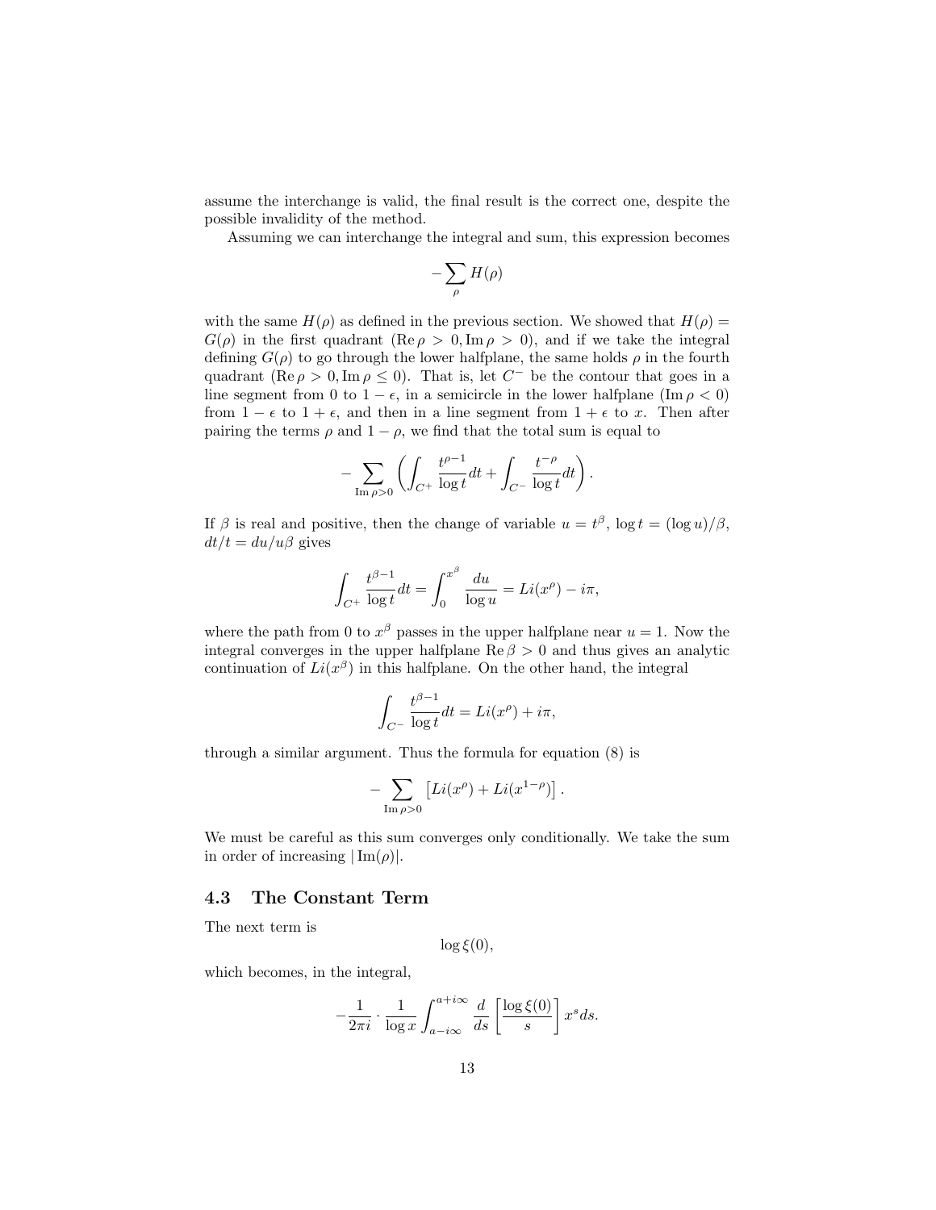assume the interchange is valid, the final result is the correct one, despite the possible invalidity of the method.

Assuming we can interchange the integral and sum, this expression becomes

$$-\sum_{\rho} H(\rho)$$

with the same $H(\rho)$ as defined in the previous section. We showed that $H(\rho) = G(\rho)$ in the first quadrant ($\operatorname{Re}\rho > 0, \operatorname{Im}\rho > 0$), and if we take the integral defining $G(\rho)$ to go through the lower halfplane, the same holds $\rho$ in the fourth quadrant ($\operatorname{Re}\rho > 0, \operatorname{Im}\rho \leq 0$). That is, let $C^-$ be the contour that goes in a line segment from 0 to $1-\epsilon$, in a semicircle in the lower halfplane ($\operatorname{Im}\rho < 0$) from $1-\epsilon$ to $1+\epsilon$, and then in a line segment from $1+\epsilon$ to $x$. Then after pairing the terms $\rho$ and $1-\rho$, we find that the total sum is equal to

$$-\sum_{\operatorname{Im}\rho>0}\left(\int_{C^+}\frac{t^{\rho-1}}{\log t}dt + \int_{C^-}\frac{t^{-\rho}}{\log t}dt\right).$$

If $\beta$ is real and positive, then the change of variable $u = t^\beta$, $\log t = (\log u)/\beta$, $dt/t = du/u\beta$ gives

$$\int_{C^+}\frac{t^{\beta-1}}{\log t}dt = \int_0^{x^\beta}\frac{du}{\log u} = Li(x^\rho) - i\pi,$$

where the path from 0 to $x^\beta$ passes in the upper halfplane near $u=1$. Now the integral converges in the upper halfplane $\operatorname{Re}\beta > 0$ and thus gives an analytic continuation of $Li(x^\beta)$ in this halfplane. On the other hand, the integral

$$\int_{C^-}\frac{t^{\beta-1}}{\log t}dt = Li(x^\rho) + i\pi,$$

through a similar argument. Thus the formula for equation (8) is

$$-\sum_{\operatorname{Im}\rho>0}\left[Li(x^\rho) + Li(x^{1-\rho})\right].$$

We must be careful as this sum converges only conditionally. We take the sum in order of increasing $|\operatorname{Im}(\rho)|$.

### 4.3 The Constant Term

The next term is

$$\log\xi(0),$$

which becomes, in the integral,

$$-\frac{1}{2\pi i}\cdot\frac{1}{\log x}\int_{a-i\infty}^{a+i\infty}\frac{d}{ds}\left[\frac{\log\xi(0)}{s}\right]x^s ds.$$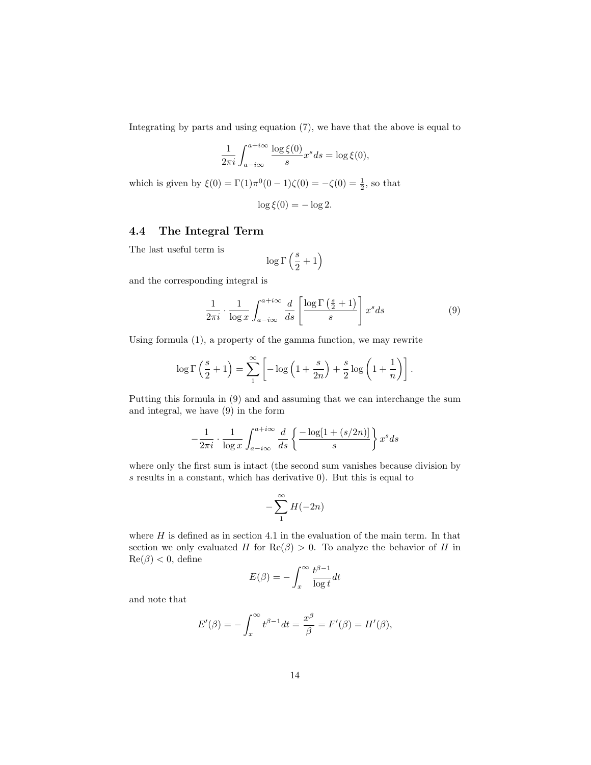Integrating by parts and using equation (7), we have that the above is equal to

$$\frac{1}{2\pi i}\int_{a-i\infty}^{a+i\infty} \frac{\log \xi(0)}{s} x^s ds = \log \xi(0),$$

which is given by $\xi(0) = \Gamma(1)\pi^0(0-1)\zeta(0) = -\zeta(0) = \frac{1}{2}$, so that

$$\log \xi(0) = -\log 2.$$

### 4.4 The Integral Term

The last useful term is

$$\log \Gamma\left(\frac{s}{2}+1\right)$$

and the corresponding integral is

$$\frac{1}{2\pi i}\cdot\frac{1}{\log x}\int_{a-i\infty}^{a+i\infty} \frac{d}{ds}\left[\frac{\log\Gamma\left(\frac{s}{2}+1\right)}{s}\right] x^s ds \tag{9}$$

Using formula (1), a property of the gamma function, we may rewrite

$$\log \Gamma\left(\frac{s}{2}+1\right) = \sum_1^\infty \left[-\log\left(1+\frac{s}{2n}\right)+\frac{s}{2}\log\left(1+\frac{1}{n}\right)\right].$$

Putting this formula in (9) and and assuming that we can interchange the sum and integral, we have (9) in the form

$$-\frac{1}{2\pi i}\cdot\frac{1}{\log x}\int_{a-i\infty}^{a+i\infty} \frac{d}{ds}\left\{\frac{-\log[1+(s/2n)]}{s}\right\} x^s ds$$

where only the first sum is intact (the second sum vanishes because division by $s$ results in a constant, which has derivative 0). But this is equal to

$$-\sum_1^\infty H(-2n)$$

where $H$ is defined as in section 4.1 in the evaluation of the main term. In that section we only evaluated $H$ for $\mathrm{Re}(\beta) > 0$. To analyze the behavior of $H$ in $\mathrm{Re}(\beta) < 0$, define

$$E(\beta) = -\int_x^\infty \frac{t^{\beta-1}}{\log t} dt$$

and note that

$$E'(\beta) = -\int_x^\infty t^{\beta-1} dt = \frac{x^\beta}{\beta} = F'(\beta) = H'(\beta),$$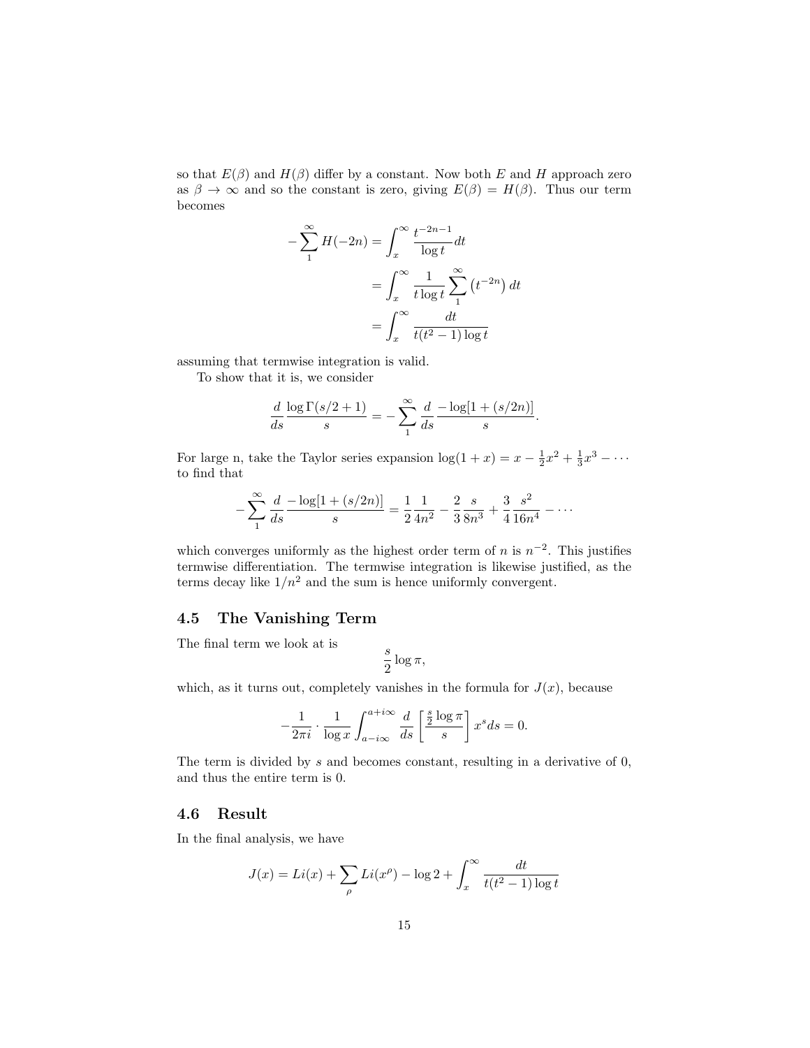so that $E(\beta)$ and $H(\beta)$ differ by a constant. Now both $E$ and $H$ approach zero as $\beta \to \infty$ and so the constant is zero, giving $E(\beta) = H(\beta)$. Thus our term becomes

$$
\begin{aligned}
-\sum_{1}^{\infty} H(-2n) &= \int_{x}^{\infty} \frac{t^{-2n-1}}{\log t} dt \\
&= \int_{x}^{\infty} \frac{1}{t \log t} \sum_{1}^{\infty} \left(t^{-2n}\right) dt \\
&= \int_{x}^{\infty} \frac{dt}{t(t^2-1)\log t}
\end{aligned}
$$

assuming that termwise integration is valid.

To show that it is, we consider

$$
\frac{d}{ds} \frac{\log \Gamma(s/2+1)}{s} = -\sum_{1}^{\infty} \frac{d}{ds} \frac{-\log[1+(s/2n)]}{s}.
$$

For large n, take the Taylor series expansion $\log(1+x) = x - \frac{1}{2}x^2 + \frac{1}{3}x^3 - \cdots$ to find that

$$
-\sum_{1}^{\infty} \frac{d}{ds} \frac{-\log[1+(s/2n)]}{s} = \frac{1}{2}\frac{1}{4n^2} - \frac{2}{3}\frac{s}{8n^3} + \frac{3}{4}\frac{s^2}{16n^4} - \cdots
$$

which converges uniformly as the highest order term of $n$ is $n^{-2}$. This justifies termwise differentiation. The termwise integration is likewise justified, as the terms decay like $1/n^2$ and the sum is hence uniformly convergent.

## 4.5 The Vanishing Term

The final term we look at is

$$
\frac{s}{2} \log \pi,
$$

which, as it turns out, completely vanishes in the formula for $J(x)$, because

$$
-\frac{1}{2\pi i} \cdot \frac{1}{\log x} \int_{a-i\infty}^{a+i\infty} \frac{d}{ds} \left[ \frac{\frac{s}{2}\log \pi}{s} \right] x^s ds = 0.
$$

The term is divided by $s$ and becomes constant, resulting in a derivative of 0, and thus the entire term is 0.

## 4.6 Result

In the final analysis, we have

$$
J(x) = Li(x) + \sum_{\rho} Li(x^{\rho}) - \log 2 + \int_{x}^{\infty} \frac{dt}{t(t^2-1)\log t}
$$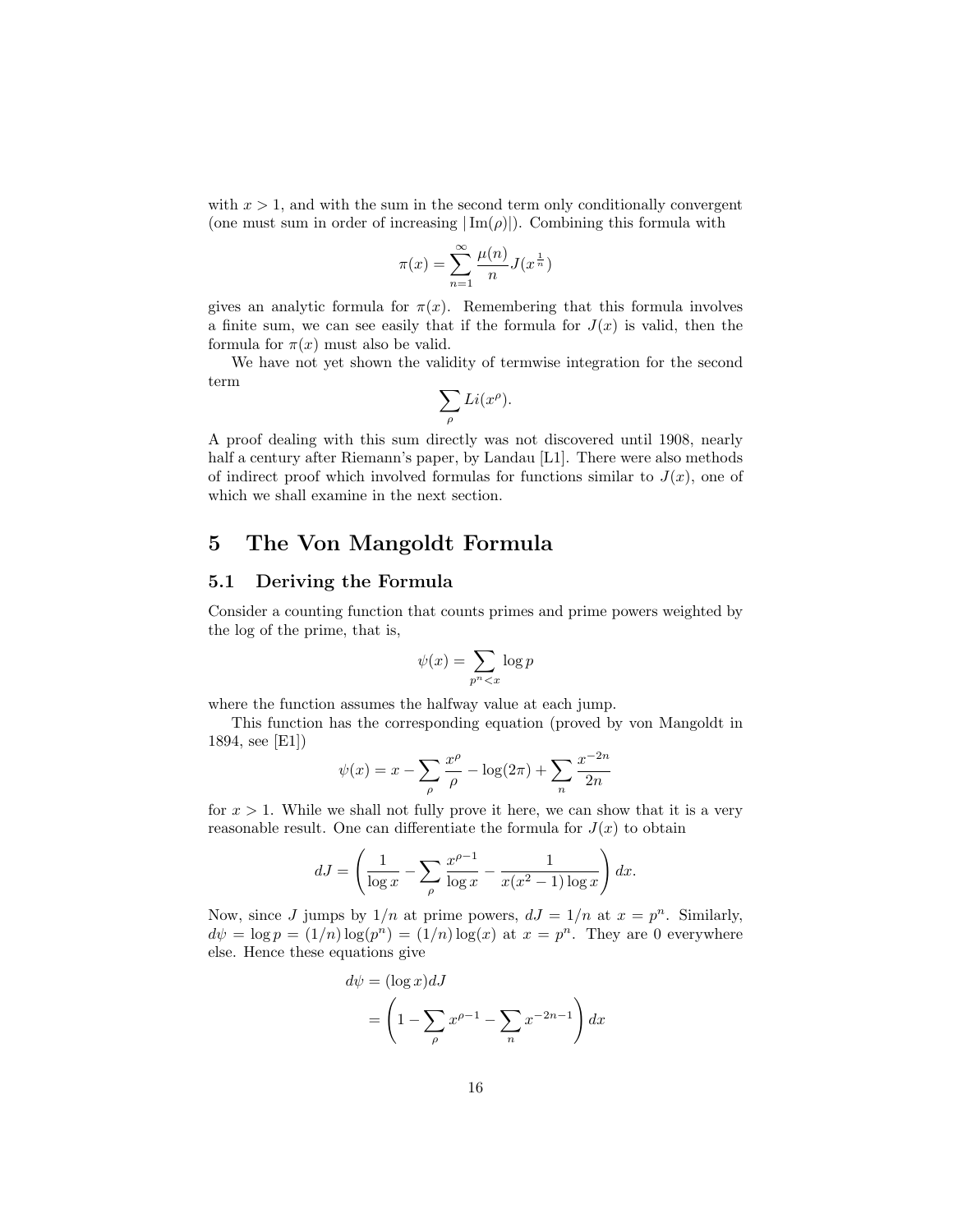with $x > 1$, and with the sum in the second term only conditionally convergent (one must sum in order of increasing $|\operatorname{Im}(\rho)|$). Combining this formula with

$$\pi(x) = \sum_{n=1}^{\infty} \frac{\mu(n)}{n} J(x^{\frac{1}{n}})$$

gives an analytic formula for $\pi(x)$. Remembering that this formula involves a finite sum, we can see easily that if the formula for $J(x)$ is valid, then the formula for $\pi(x)$ must also be valid.

We have not yet shown the validity of termwise integration for the second term

$$\sum_{\rho} Li(x^{\rho}).$$

A proof dealing with this sum directly was not discovered until 1908, nearly half a century after Riemann's paper, by Landau [L1]. There were also methods of indirect proof which involved formulas for functions similar to $J(x)$, one of which we shall examine in the next section.

# 5 The Von Mangoldt Formula

## 5.1 Deriving the Formula

Consider a counting function that counts primes and prime powers weighted by the log of the prime, that is,

$$\psi(x) = \sum_{p^n < x} \log p$$

where the function assumes the halfway value at each jump.

This function has the corresponding equation (proved by von Mangoldt in 1894, see [E1])

$$\psi(x) = x - \sum_{\rho} \frac{x^{\rho}}{\rho} - \log(2\pi) + \sum_{n} \frac{x^{-2n}}{2n}$$

for $x > 1$. While we shall not fully prove it here, we can show that it is a very reasonable result. One can differentiate the formula for $J(x)$ to obtain

$$dJ = \left( \frac{1}{\log x} - \sum_{\rho} \frac{x^{\rho - 1}}{\log x} - \frac{1}{x(x^2 - 1)\log x} \right) dx.$$

Now, since $J$ jumps by $1/n$ at prime powers, $dJ = 1/n$ at $x = p^n$. Similarly, $d\psi = \log p = (1/n)\log(p^n) = (1/n)\log(x)$ at $x = p^n$. They are 0 everywhere else. Hence these equations give

$$\begin{aligned} d\psi &= (\log x) dJ \\ &= \left( 1 - \sum_{\rho} x^{\rho - 1} - \sum_{n} x^{-2n-1} \right) dx \end{aligned}$$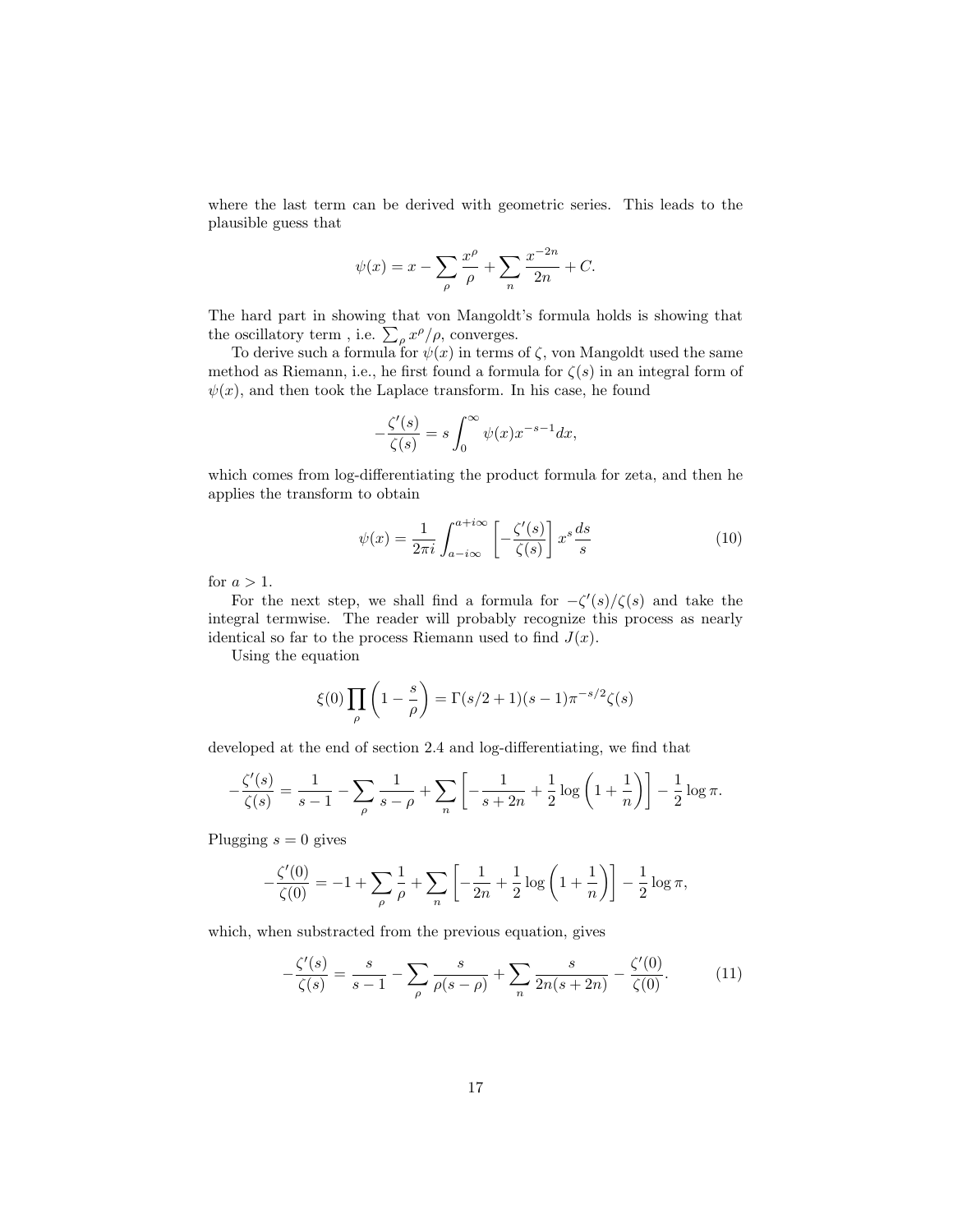where the last term can be derived with geometric series. This leads to the plausible guess that

$$\psi(x) = x - \sum_\rho \frac{x^\rho}{\rho} + \sum_n \frac{x^{-2n}}{2n} + C.$$

The hard part in showing that von Mangoldt's formula holds is showing that the oscillatory term , i.e. $\sum_\rho x^\rho/\rho$, converges.

To derive such a formula for $\psi(x)$ in terms of $\zeta$, von Mangoldt used the same method as Riemann, i.e., he first found a formula for $\zeta(s)$ in an integral form of $\psi(x)$, and then took the Laplace transform. In his case, he found

$$-\frac{\zeta'(s)}{\zeta(s)} = s \int_0^\infty \psi(x) x^{-s-1} dx,$$

which comes from log-differentiating the product formula for zeta, and then he applies the transform to obtain

$$\psi(x) = \frac{1}{2\pi i} \int_{a-i\infty}^{a+i\infty} \left[ -\frac{\zeta'(s)}{\zeta(s)} \right] x^s \frac{ds}{s} \tag{10}$$

for $a > 1$.

For the next step, we shall find a formula for $-\zeta'(s)/\zeta(s)$ and take the integral termwise. The reader will probably recognize this process as nearly identical so far to the process Riemann used to find $J(x)$.

Using the equation

$$\xi(0) \prod_\rho \left(1 - \frac{s}{\rho}\right) = \Gamma(s/2+1)(s-1)\pi^{-s/2}\zeta(s)$$

developed at the end of section 2.4 and log-differentiating, we find that

$$-\frac{\zeta'(s)}{\zeta(s)} = \frac{1}{s-1} - \sum_\rho \frac{1}{s-\rho} + \sum_n \left[ -\frac{1}{s+2n} + \frac{1}{2}\log\left(1 + \frac{1}{n}\right) \right] - \frac{1}{2}\log \pi.$$

Plugging $s = 0$ gives

$$-\frac{\zeta'(0)}{\zeta(0)} = -1 + \sum_\rho \frac{1}{\rho} + \sum_n \left[ -\frac{1}{2n} + \frac{1}{2}\log\left(1 + \frac{1}{n}\right) \right] - \frac{1}{2}\log \pi,$$

which, when substracted from the previous equation, gives

$$-\frac{\zeta'(s)}{\zeta(s)} = \frac{s}{s-1} - \sum_\rho \frac{s}{\rho(s-\rho)} + \sum_n \frac{s}{2n(s+2n)} - \frac{\zeta'(0)}{\zeta(0)}. \tag{11}$$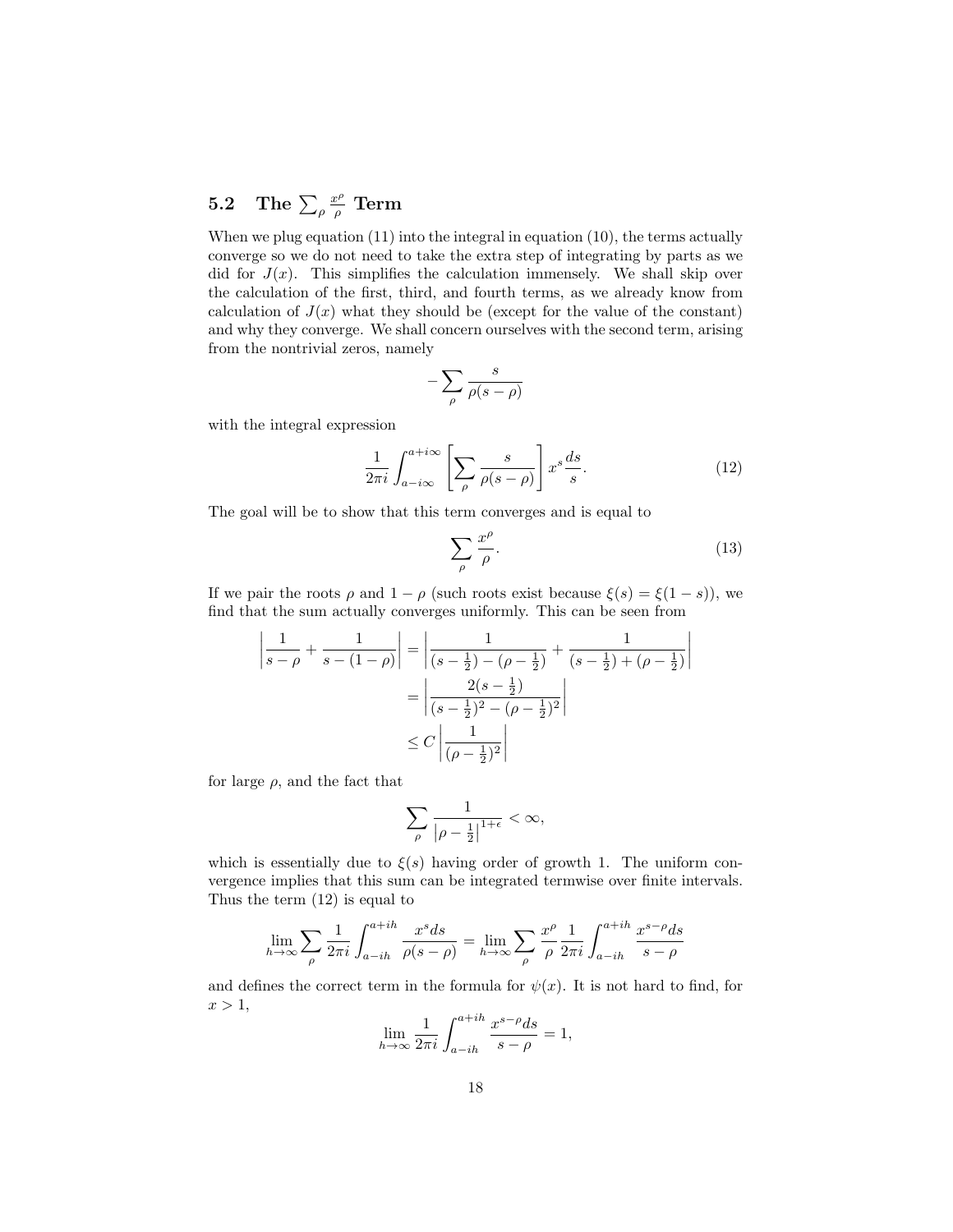## 5.2 The $\sum_\rho \frac{x^\rho}{\rho}$ Term

When we plug equation (11) into the integral in equation (10), the terms actually converge so we do not need to take the extra step of integrating by parts as we did for $J(x)$. This simplifies the calculation immensely. We shall skip over the calculation of the first, third, and fourth terms, as we already know from calculation of $J(x)$ what they should be (except for the value of the constant) and why they converge. We shall concern ourselves with the second term, arising from the nontrivial zeros, namely

$$-\sum_\rho \frac{s}{\rho(s-\rho)}$$

with the integral expression

$$\frac{1}{2\pi i}\int_{a-i\infty}^{a+i\infty}\left[\sum_\rho \frac{s}{\rho(s-\rho)}\right]x^s\frac{ds}{s}. \tag{12}$$

The goal will be to show that this term converges and is equal to

$$\sum_\rho \frac{x^\rho}{\rho}. \tag{13}$$

If we pair the roots $\rho$ and $1-\rho$ (such roots exist because $\xi(s)=\xi(1-s)$), we find that the sum actually converges uniformly. This can be seen from

$$\begin{aligned}
\left|\frac{1}{s-\rho}+\frac{1}{s-(1-\rho)}\right| &= \left|\frac{1}{(s-\frac{1}{2})-(\rho-\frac{1}{2})}+\frac{1}{(s-\frac{1}{2})+(\rho-\frac{1}{2})}\right| \\
&= \left|\frac{2(s-\frac{1}{2})}{(s-\frac{1}{2})^2-(\rho-\frac{1}{2})^2}\right| \\
&\le C\left|\frac{1}{(\rho-\frac{1}{2})^2}\right|
\end{aligned}$$

for large $\rho$, and the fact that

$$\sum_\rho \frac{1}{\left|\rho-\frac{1}{2}\right|^{1+\epsilon}}<\infty,$$

which is essentially due to $\xi(s)$ having order of growth 1. The uniform convergence implies that this sum can be integrated termwise over finite intervals. Thus the term (12) is equal to

$$\lim_{h\to\infty}\sum_\rho \frac{1}{2\pi i}\int_{a-ih}^{a+ih}\frac{x^s ds}{\rho(s-\rho)}=\lim_{h\to\infty}\sum_\rho \frac{x^\rho}{\rho}\frac{1}{2\pi i}\int_{a-ih}^{a+ih}\frac{x^{s-\rho}ds}{s-\rho}$$

and defines the correct term in the formula for $\psi(x)$. It is not hard to find, for $x>1$,

$$\lim_{h\to\infty}\frac{1}{2\pi i}\int_{a-ih}^{a+ih}\frac{x^{s-\rho}ds}{s-\rho}=1,$$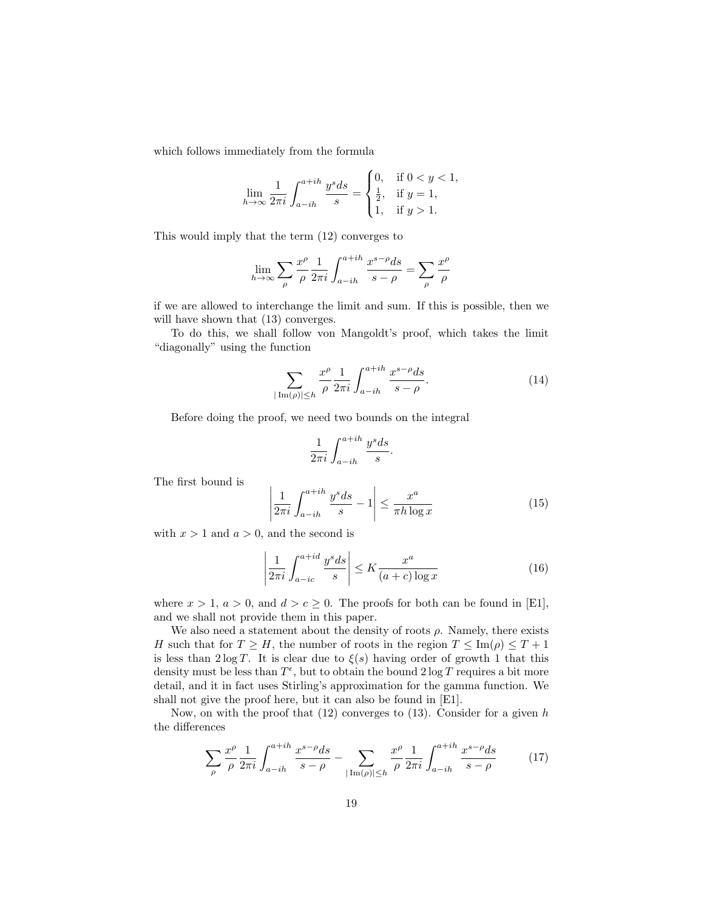which follows immediately from the formula

$$\lim_{h\to\infty} \frac{1}{2\pi i}\int_{a-ih}^{a+ih} \frac{y^s ds}{s} = \begin{cases} 0, & \text{if } 0 < y < 1, \\ \frac{1}{2}, & \text{if } y = 1, \\ 1, & \text{if } y > 1. \end{cases}$$

This would imply that the term (12) converges to

$$\lim_{h\to\infty} \sum_\rho \frac{x^\rho}{\rho} \frac{1}{2\pi i}\int_{a-ih}^{a+ih} \frac{x^{s-\rho} ds}{s-\rho} = \sum_\rho \frac{x^\rho}{\rho}$$

if we are allowed to interchange the limit and sum. If this is possible, then we will have shown that (13) converges.

To do this, we shall follow von Mangoldt's proof, which takes the limit "diagonally" using the function

$$\sum_{|\operatorname{Im}(\rho)|\le h} \frac{x^\rho}{\rho} \frac{1}{2\pi i}\int_{a-ih}^{a+ih} \frac{x^{s-\rho} ds}{s-\rho}. \tag{14}$$

Before doing the proof, we need two bounds on the integral

$$\frac{1}{2\pi i}\int_{a-ih}^{a+ih} \frac{y^s ds}{s}.$$

The first bound is

$$\left| \frac{1}{2\pi i}\int_{a-ih}^{a+ih} \frac{y^s ds}{s} - 1 \right| \le \frac{x^a}{\pi h \log x} \tag{15}$$

with $x > 1$ and $a > 0$, and the second is

$$\left| \frac{1}{2\pi i}\int_{a-ic}^{a+id} \frac{y^s ds}{s} \right| \le K \frac{x^a}{(a+c)\log x} \tag{16}$$

where $x > 1$, $a > 0$, and $d > c \ge 0$. The proofs for both can be found in [E1], and we shall not provide them in this paper.

We also need a statement about the density of roots $\rho$. Namely, there exists $H$ such that for $T \ge H$, the number of roots in the region $T \le \operatorname{Im}(\rho) \le T+1$ is less than $2\log T$. It is clear due to $\xi(s)$ having order of growth 1 that this density must be less than $T^\epsilon$, but to obtain the bound $2\log T$ requires a bit more detail, and it in fact uses Stirling's approximation for the gamma function. We shall not give the proof here, but it can also be found in [E1].

Now, on with the proof that (12) converges to (13). Consider for a given $h$ the differences

$$\sum_\rho \frac{x^\rho}{\rho} \frac{1}{2\pi i}\int_{a-ih}^{a+ih} \frac{x^{s-\rho} ds}{s-\rho} - \sum_{|\operatorname{Im}(\rho)|\le h} \frac{x^\rho}{\rho} \frac{1}{2\pi i}\int_{a-ih}^{a+ih} \frac{x^{s-\rho} ds}{s-\rho} \tag{17}$$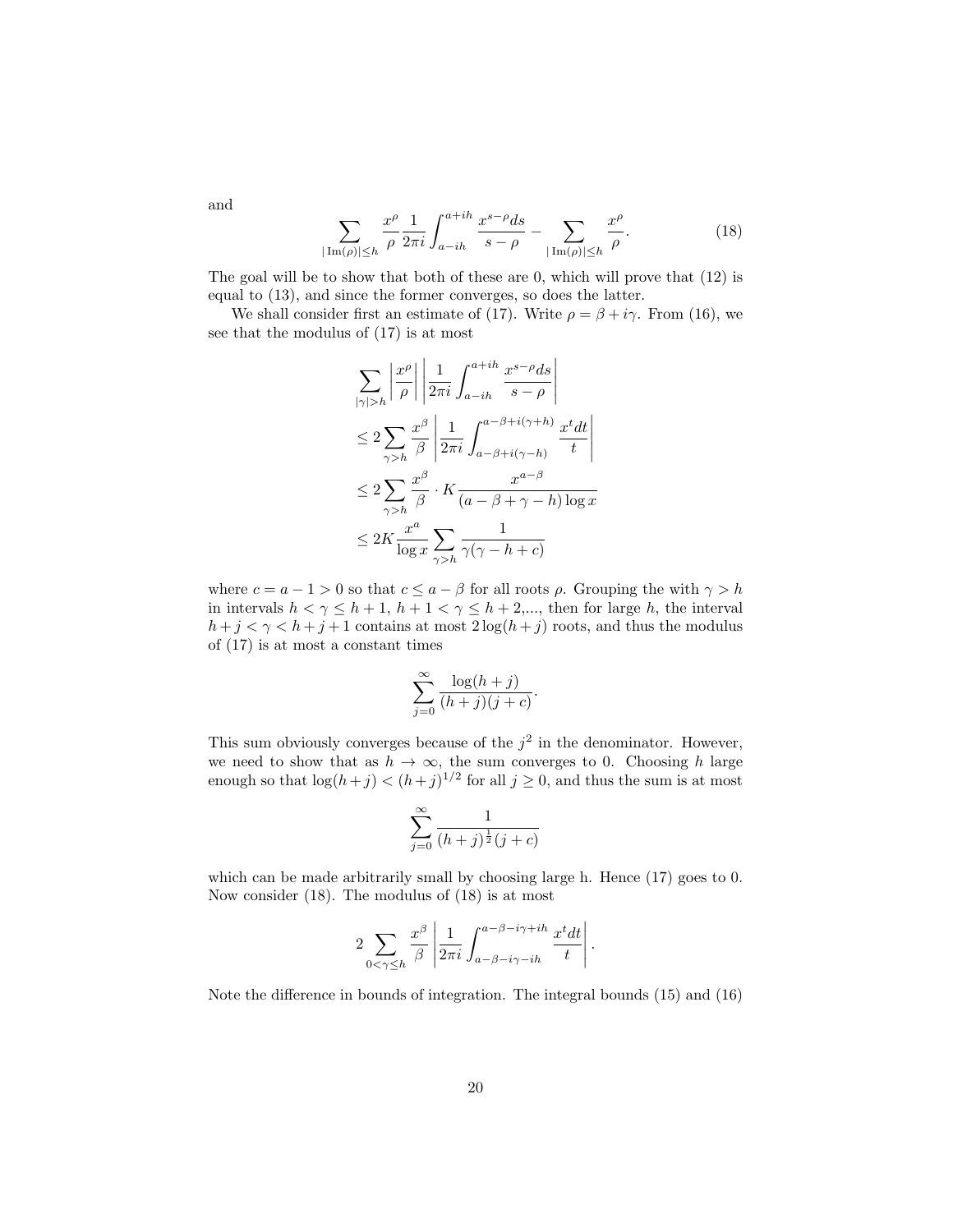and

$$\sum_{|\operatorname{Im}(\rho)|\le h} \frac{x^\rho}{\rho}\frac{1}{2\pi i}\int_{a-ih}^{a+ih}\frac{x^{s-\rho}ds}{s-\rho} - \sum_{|\operatorname{Im}(\rho)|\le h}\frac{x^\rho}{\rho}. \tag{18}$$

The goal will be to show that both of these are 0, which will prove that (12) is equal to (13), and since the former converges, so does the latter.

We shall consider first an estimate of (17). Write $\rho = \beta + i\gamma$. From (16), we see that the modulus of (17) is at most

$$\begin{aligned}
&\sum_{|\gamma|>h}\left|\frac{x^\rho}{\rho}\right|\left|\frac{1}{2\pi i}\int_{a-ih}^{a+ih}\frac{x^{s-\rho}ds}{s-\rho}\right| \\
&\le 2\sum_{\gamma>h}\frac{x^\beta}{\beta}\left|\frac{1}{2\pi i}\int_{a-\beta+i(\gamma-h)}^{a-\beta+i(\gamma+h)}\frac{x^t dt}{t}\right| \\
&\le 2\sum_{\gamma>h}\frac{x^\beta}{\beta}\cdot K\frac{x^{a-\beta}}{(a-\beta+\gamma-h)\log x} \\
&\le 2K\frac{x^a}{\log x}\sum_{\gamma>h}\frac{1}{\gamma(\gamma-h+c)}
\end{aligned}$$

where $c = a-1 > 0$ so that $c \le a-\beta$ for all roots $\rho$. Grouping the with $\gamma > h$ in intervals $h < \gamma \le h+1$, $h+1 < \gamma \le h+2$,..., then for large $h$, the interval $h+j < \gamma < h+j+1$ contains at most $2\log(h+j)$ roots, and thus the modulus of (17) is at most a constant times

$$\sum_{j=0}^{\infty}\frac{\log(h+j)}{(h+j)(j+c)}.$$

This sum obviously converges because of the $j^2$ in the denominator. However, we need to show that as $h\to\infty$, the sum converges to 0. Choosing $h$ large enough so that $\log(h+j) < (h+j)^{1/2}$ for all $j \ge 0$, and thus the sum is at most

$$\sum_{j=0}^{\infty}\frac{1}{(h+j)^{\frac{1}{2}}(j+c)}$$

which can be made arbitrarily small by choosing large h. Hence (17) goes to 0. Now consider (18). The modulus of (18) is at most

$$2\sum_{0<\gamma\le h}\frac{x^\beta}{\beta}\left|\frac{1}{2\pi i}\int_{a-\beta-i\gamma-ih}^{a-\beta-i\gamma+ih}\frac{x^t dt}{t}\right|.$$

Note the difference in bounds of integration. The integral bounds (15) and (16)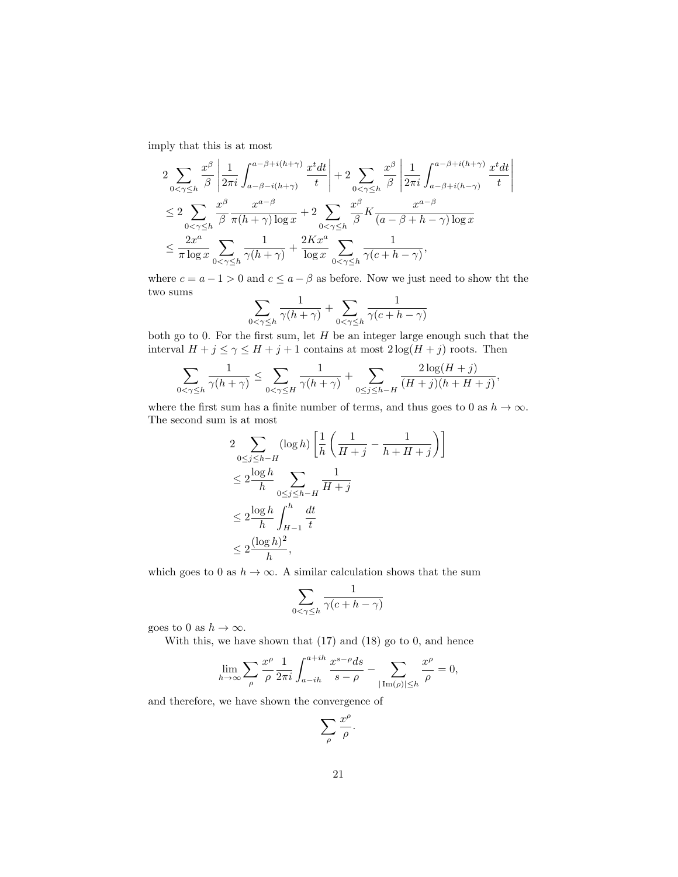imply that this is at most

$$
\begin{aligned}
&2\sum_{0<\gamma\leq h}\frac{x^\beta}{\beta}\left|\frac{1}{2\pi i}\int_{a-\beta-i(h+\gamma)}^{a-\beta+i(h+\gamma)}\frac{x^t dt}{t}\right| + 2\sum_{0<\gamma\leq h}\frac{x^\beta}{\beta}\left|\frac{1}{2\pi i}\int_{a-\beta+i(h-\gamma)}^{a-\beta+i(h+\gamma)}\frac{x^t dt}{t}\right| \\
&\leq 2\sum_{0<\gamma\leq h}\frac{x^\beta}{\beta}\frac{x^{a-\beta}}{\pi(h+\gamma)\log x} + 2\sum_{0<\gamma\leq h}\frac{x^\beta}{\beta}K\frac{x^{a-\beta}}{(a-\beta+h-\gamma)\log x} \\
&\leq \frac{2x^a}{\pi\log x}\sum_{0<\gamma\leq h}\frac{1}{\gamma(h+\gamma)} + \frac{2Kx^a}{\log x}\sum_{0<\gamma\leq h}\frac{1}{\gamma(c+h-\gamma)},
\end{aligned}
$$

where $c = a-1 > 0$ and $c \leq a-\beta$ as before. Now we just need to show tht the two sums

$$
\sum_{0<\gamma\leq h}\frac{1}{\gamma(h+\gamma)} + \sum_{0<\gamma\leq h}\frac{1}{\gamma(c+h-\gamma)}
$$

both go to 0. For the first sum, let $H$ be an integer large enough such that the interval $H+j\leq\gamma\leq H+j+1$ contains at most $2\log(H+j)$ roots. Then

$$
\sum_{0<\gamma\leq h}\frac{1}{\gamma(h+\gamma)} \leq \sum_{0<\gamma\leq H}\frac{1}{\gamma(h+\gamma)} + \sum_{0\leq j\leq h-H}\frac{2\log(H+j)}{(H+j)(h+H+j)},
$$

where the first sum has a finite number of terms, and thus goes to 0 as $h\to\infty$. The second sum is at most

$$
\begin{aligned}
&2\sum_{0\leq j\leq h-H}(\log h)\left[\frac{1}{h}\left(\frac{1}{H+j}-\frac{1}{h+H+j}\right)\right] \\
&\leq 2\frac{\log h}{h}\sum_{0\leq j\leq h-H}\frac{1}{H+j} \\
&\leq 2\frac{\log h}{h}\int_{H-1}^{h}\frac{dt}{t} \\
&\leq 2\frac{(\log h)^2}{h},
\end{aligned}
$$

which goes to 0 as $h\to\infty$. A similar calculation shows that the sum

$$
\sum_{0<\gamma\leq h}\frac{1}{\gamma(c+h-\gamma)}
$$

goes to 0 as $h\to\infty$.

With this, we have shown that (17) and (18) go to 0, and hence

$$
\lim_{h\to\infty}\sum_{\rho}\frac{x^\rho}{\rho}\frac{1}{2\pi i}\int_{a-ih}^{a+ih}\frac{x^{s-\rho}ds}{s-\rho} - \sum_{|\operatorname{Im}(\rho)|\leq h}\frac{x^\rho}{\rho} = 0,
$$

and therefore, we have shown the convergence of

$$
\sum_{\rho}\frac{x^\rho}{\rho}.
$$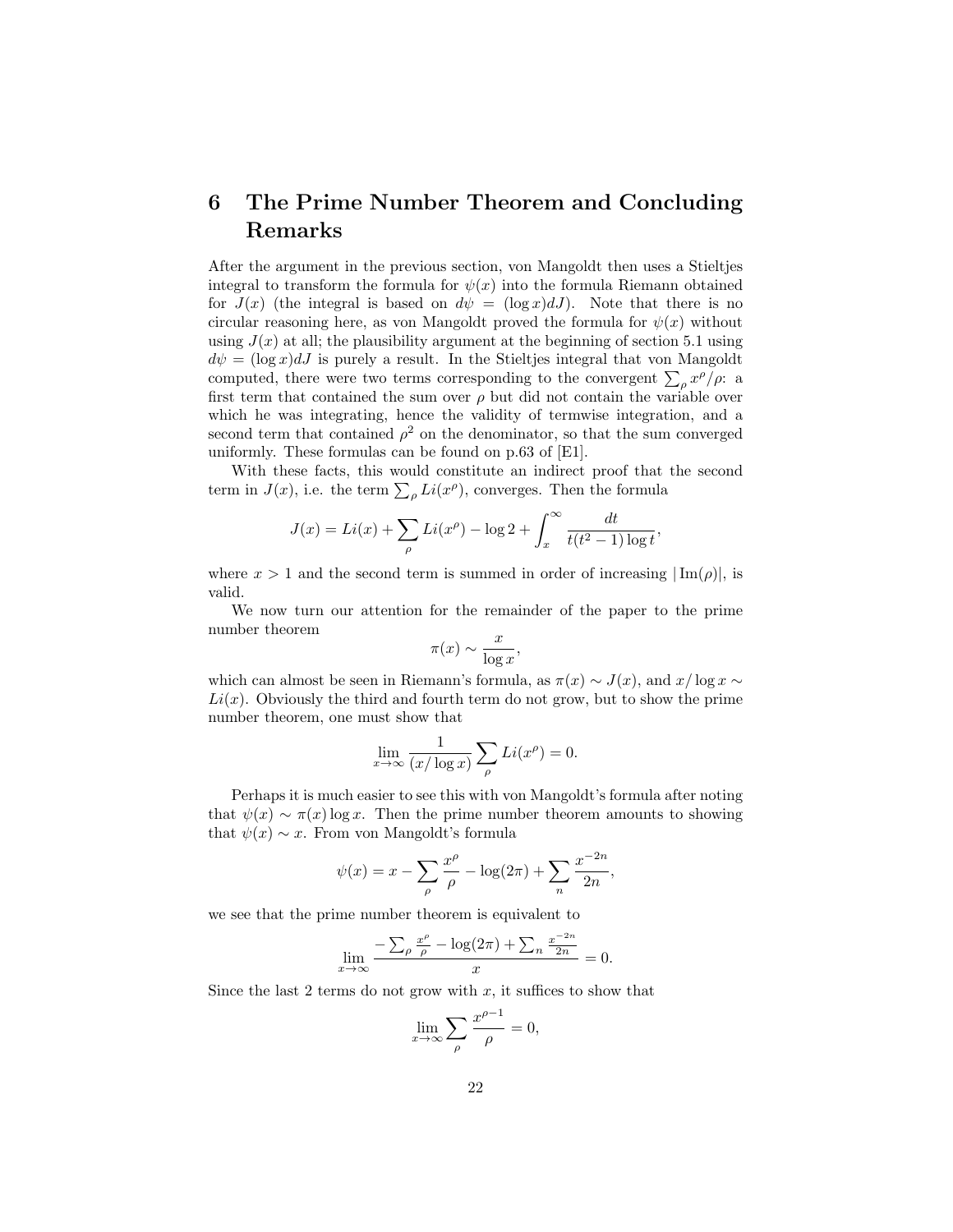# 6 The Prime Number Theorem and Concluding Remarks

After the argument in the previous section, von Mangoldt then uses a Stieltjes integral to transform the formula for $\psi(x)$ into the formula Riemann obtained for $J(x)$ (the integral is based on $d\psi = (\log x)dJ$). Note that there is no circular reasoning here, as von Mangoldt proved the formula for $\psi(x)$ without using $J(x)$ at all; the plausibility argument at the beginning of section 5.1 using $d\psi = (\log x)dJ$ is purely a result. In the Stieltjes integral that von Mangoldt computed, there were two terms corresponding to the convergent $\sum_\rho x^\rho/\rho$: a first term that contained the sum over $\rho$ but did not contain the variable over which he was integrating, hence the validity of termwise integration, and a second term that contained $\rho^2$ on the denominator, so that the sum converged uniformly. These formulas can be found on p.63 of [E1].

With these facts, this would constitute an indirect proof that the second term in $J(x)$, i.e. the term $\sum_\rho Li(x^\rho)$, converges. Then the formula

$$J(x) = Li(x) + \sum_\rho Li(x^\rho) - \log 2 + \int_x^\infty \frac{dt}{t(t^2-1)\log t},$$

where $x > 1$ and the second term is summed in order of increasing $|\operatorname{Im}(\rho)|$, is valid.

We now turn our attention for the remainder of the paper to the prime number theorem

$$\pi(x) \sim \frac{x}{\log x},$$

which can almost be seen in Riemann's formula, as $\pi(x) \sim J(x)$, and $x/\log x \sim Li(x)$. Obviously the third and fourth term do not grow, but to show the prime number theorem, one must show that

$$\lim_{x\to\infty} \frac{1}{(x/\log x)} \sum_\rho Li(x^\rho) = 0.$$

Perhaps it is much easier to see this with von Mangoldt's formula after noting that $\psi(x) \sim \pi(x)\log x$. Then the prime number theorem amounts to showing that $\psi(x) \sim x$. From von Mangoldt's formula

$$\psi(x) = x - \sum_\rho \frac{x^\rho}{\rho} - \log(2\pi) + \sum_n \frac{x^{-2n}}{2n},$$

we see that the prime number theorem is equivalent to

$$\lim_{x\to\infty} \frac{-\sum_\rho \frac{x^\rho}{\rho} - \log(2\pi) + \sum_n \frac{x^{-2n}}{2n}}{x} = 0.$$

Since the last 2 terms do not grow with $x$, it suffices to show that

$$\lim_{x\to\infty} \sum_\rho \frac{x^{\rho-1}}{\rho} = 0,$$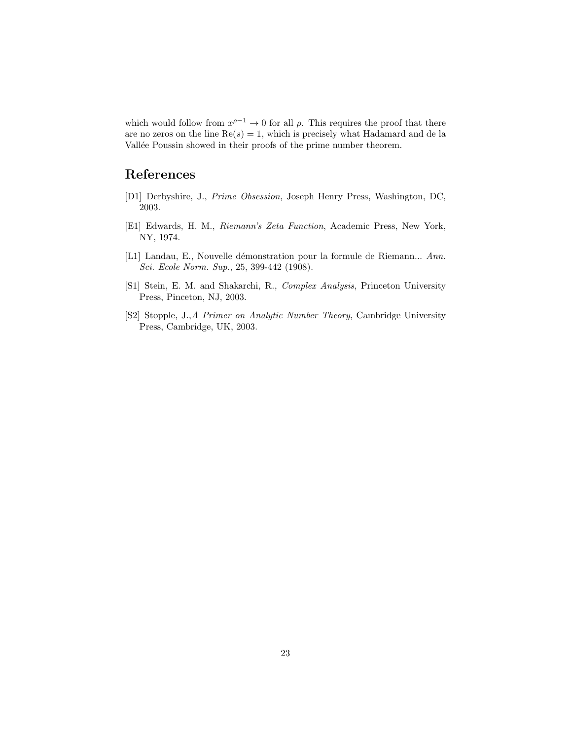which would follow from $x^{\rho-1} \to 0$ for all $\rho$. This requires the proof that there are no zeros on the line $\mathrm{Re}(s) = 1$, which is precisely what Hadamard and de la Vallée Poussin showed in their proofs of the prime number theorem.

## References

[D1] Derbyshire, J., *Prime Obsession*, Joseph Henry Press, Washington, DC, 2003.

[E1] Edwards, H. M., *Riemann's Zeta Function*, Academic Press, New York, NY, 1974.

[L1] Landau, E., Nouvelle démonstration pour la formule de Riemann... *Ann. Sci. Ecole Norm. Sup.*, 25, 399-442 (1908).

[S1] Stein, E. M. and Shakarchi, R., *Complex Analysis*, Princeton University Press, Pinceton, NJ, 2003.

[S2] Stopple, J.,*A Primer on Analytic Number Theory*, Cambridge University Press, Cambridge, UK, 2003.